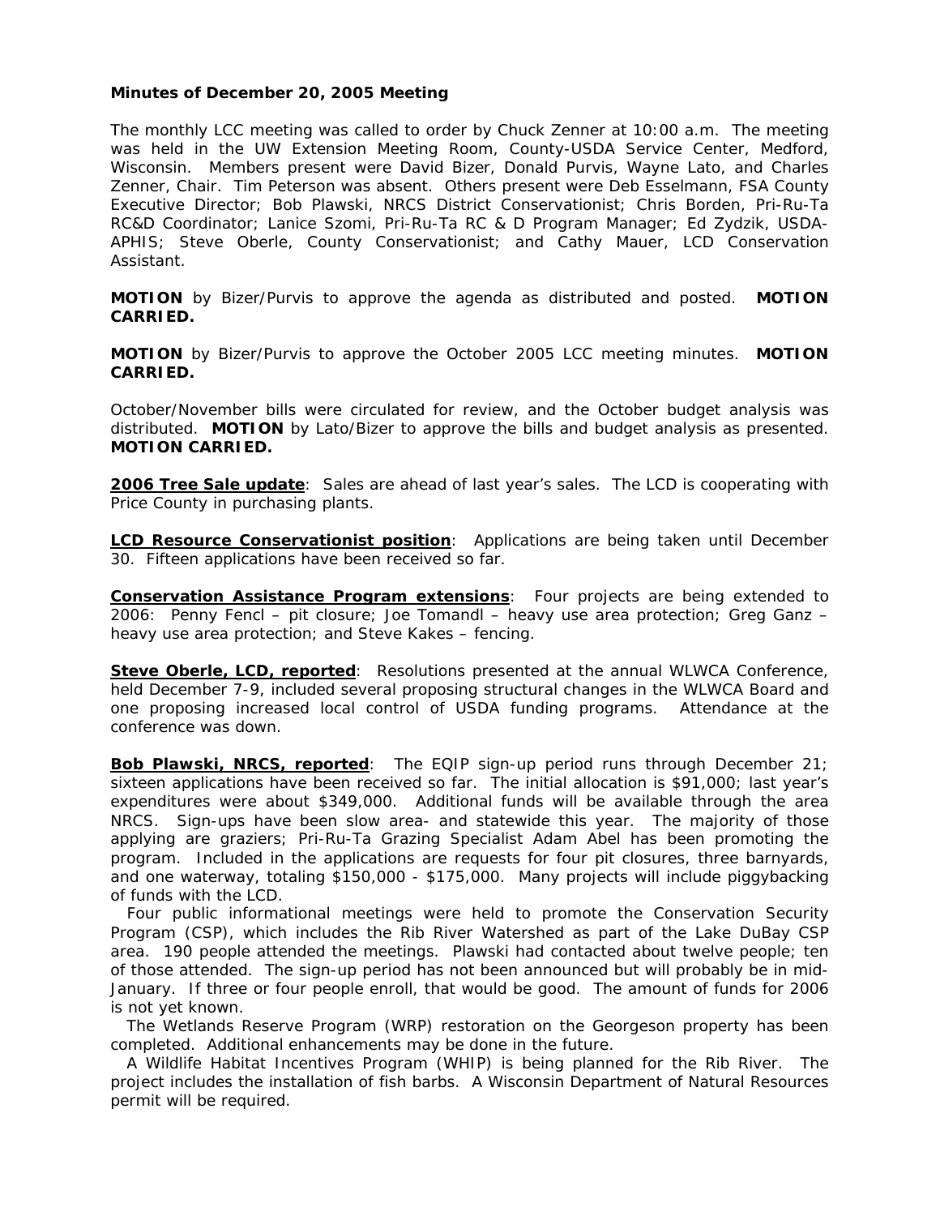**Minutes of December 20, 2005 Meeting**

The monthly LCC meeting was called to order by Chuck Zenner at 10:00 a.m. The meeting was held in the UW Extension Meeting Room, County-USDA Service Center, Medford, Wisconsin. Members present were David Bizer, Donald Purvis, Wayne Lato, and Charles Zenner, Chair. Tim Peterson was absent. Others present were Deb Esselmann, FSA County Executive Director; Bob Plawski, NRCS District Conservationist; Chris Borden, Pri-Ru-Ta RC&D Coordinator; Lanice Szomi, Pri-Ru-Ta RC & D Program Manager; Ed Zydzik, USDA-APHIS; Steve Oberle, County Conservationist; and Cathy Mauer, LCD Conservation Assistant.

**MOTION** by Bizer/Purvis to approve the agenda as distributed and posted. **MOTION CARRIED.**

**MOTION** by Bizer/Purvis to approve the October 2005 LCC meeting minutes. **MOTION CARRIED.**

October/November bills were circulated for review, and the October budget analysis was distributed. **MOTION** by Lato/Bizer to approve the bills and budget analysis as presented. **MOTION CARRIED.**

**2006 Tree Sale update**: Sales are ahead of last year's sales. The LCD is cooperating with Price County in purchasing plants.

**LCD Resource Conservationist position**: Applications are being taken until December 30. Fifteen applications have been received so far.

**Conservation Assistance Program extensions**: Four projects are being extended to 2006: Penny Fencl – pit closure; Joe Tomandl – heavy use area protection; Greg Ganz – heavy use area protection; and Steve Kakes – fencing.

**Steve Oberle, LCD, reported**: Resolutions presented at the annual WLWCA Conference, held December 7-9, included several proposing structural changes in the WLWCA Board and one proposing increased local control of USDA funding programs. Attendance at the conference was down.

**Bob Plawski, NRCS, reported**: The EQIP sign-up period runs through December 21; sixteen applications have been received so far. The initial allocation is $91,000; last year's expenditures were about $349,000. Additional funds will be available through the area NRCS. Sign-ups have been slow area- and statewide this year. The majority of those applying are graziers; Pri-Ru-Ta Grazing Specialist Adam Abel has been promoting the program. Included in the applications are requests for four pit closures, three barnyards, and one waterway, totaling $150,000 - $175,000. Many projects will include piggybacking of funds with the LCD.

Four public informational meetings were held to promote the Conservation Security Program (CSP), which includes the Rib River Watershed as part of the Lake DuBay CSP area. 190 people attended the meetings. Plawski had contacted about twelve people; ten of those attended. The sign-up period has not been announced but will probably be in mid-January. If three or four people enroll, that would be good. The amount of funds for 2006 is not yet known.

The Wetlands Reserve Program (WRP) restoration on the Georgeson property has been completed. Additional enhancements may be done in the future.

A Wildlife Habitat Incentives Program (WHIP) is being planned for the Rib River. The project includes the installation of fish barbs. A Wisconsin Department of Natural Resources permit will be required.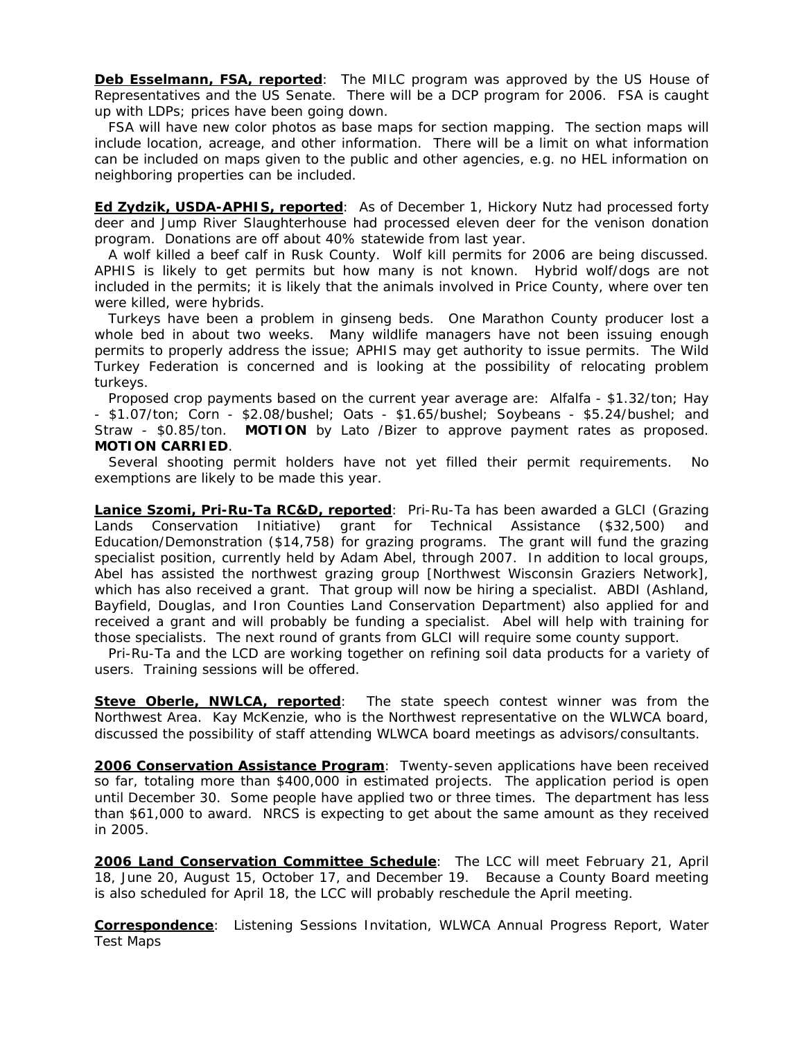**Deb Esselmann, FSA, reported**: The MILC program was approved by the US House of Representatives and the US Senate. There will be a DCP program for 2006. FSA is caught up with LDPs; prices have been going down.

FSA will have new color photos as base maps for section mapping. The section maps will include location, acreage, and other information. There will be a limit on what information can be included on maps given to the public and other agencies, e.g. no HEL information on neighboring properties can be included.

**Ed Zydzik, USDA-APHIS, reported**: As of December 1, Hickory Nutz had processed forty deer and Jump River Slaughterhouse had processed eleven deer for the venison donation program. Donations are off about 40% statewide from last year.

A wolf killed a beef calf in Rusk County. Wolf kill permits for 2006 are being discussed. APHIS is likely to get permits but how many is not known. Hybrid wolf/dogs are not included in the permits; it is likely that the animals involved in Price County, where over ten were killed, were hybrids.

Turkeys have been a problem in ginseng beds. One Marathon County producer lost a whole bed in about two weeks. Many wildlife managers have not been issuing enough permits to properly address the issue; APHIS may get authority to issue permits. The Wild Turkey Federation is concerned and is looking at the possibility of relocating problem turkeys.

Proposed crop payments based on the current year average are: Alfalfa - $1.32/ton; Hay - $1.07/ton; Corn - $2.08/bushel; Oats - $1.65/bushel; Soybeans - $5.24/bushel; and Straw - $0.85/ton. **MOTION** by Lato /Bizer to approve payment rates as proposed. **MOTION CARRIED**.

Several shooting permit holders have not yet filled their permit requirements. No exemptions are likely to be made this year.

**Lanice Szomi, Pri-Ru-Ta RC&D, reported**: Pri-Ru-Ta has been awarded a GLCI (Grazing Lands Conservation Initiative) grant for Technical Assistance ($32,500) and Education/Demonstration ($14,758) for grazing programs. The grant will fund the grazing specialist position, currently held by Adam Abel, through 2007. In addition to local groups, Abel has assisted the northwest grazing group [Northwest Wisconsin Graziers Network], which has also received a grant. That group will now be hiring a specialist. ABDI (Ashland, Bayfield, Douglas, and Iron Counties Land Conservation Department) also applied for and received a grant and will probably be funding a specialist. Abel will help with training for those specialists. The next round of grants from GLCI will require some county support.

Pri-Ru-Ta and the LCD are working together on refining soil data products for a variety of users. Training sessions will be offered.

**Steve Oberle, NWLCA, reported**: The state speech contest winner was from the Northwest Area. Kay McKenzie, who is the Northwest representative on the WLWCA board, discussed the possibility of staff attending WLWCA board meetings as advisors/consultants.

**2006 Conservation Assistance Program**: Twenty-seven applications have been received so far, totaling more than $400,000 in estimated projects. The application period is open until December 30. Some people have applied two or three times. The department has less than $61,000 to award. NRCS is expecting to get about the same amount as they received in 2005.

**2006 Land Conservation Committee Schedule**: The LCC will meet February 21, April 18, June 20, August 15, October 17, and December 19. Because a County Board meeting is also scheduled for April 18, the LCC will probably reschedule the April meeting.

**Correspondence**: Listening Sessions Invitation, WLWCA Annual Progress Report, Water Test Maps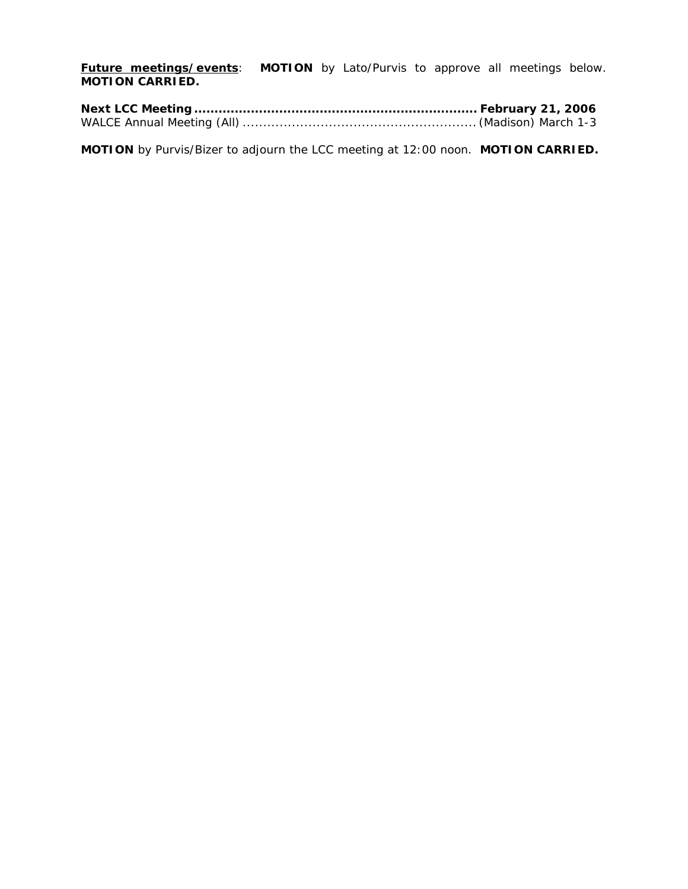**Future meetings/events**: **MOTION** by Lato/Purvis to approve all meetings below. **MOTION CARRIED.**

**Next LCC Meeting ..................................................................... February 21, 2006**
WALCE Annual Meeting (All) ......................................................... (Madison) March 1-3

**MOTION** by Purvis/Bizer to adjourn the LCC meeting at 12:00 noon. **MOTION CARRIED.**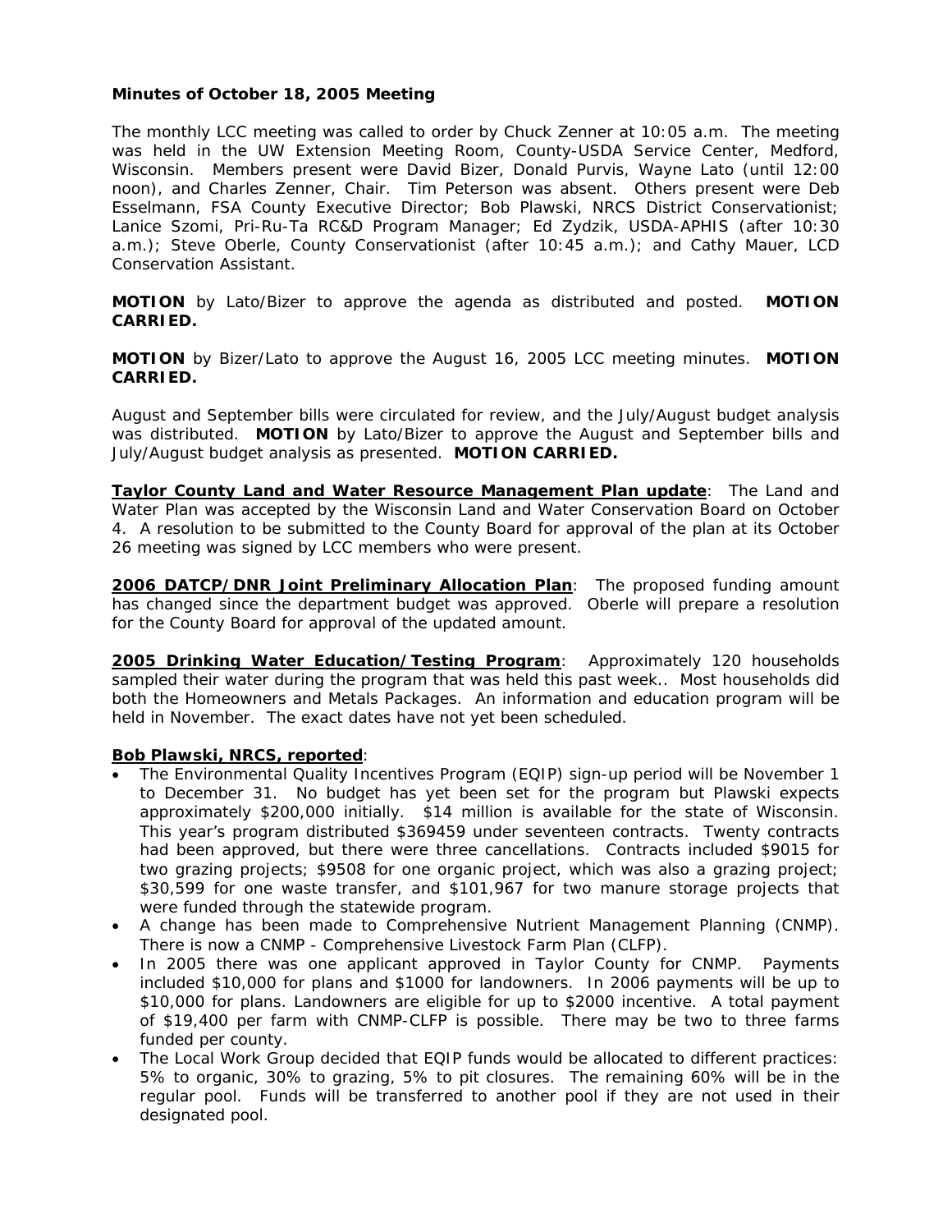**Minutes of October 18, 2005 Meeting**

The monthly LCC meeting was called to order by Chuck Zenner at 10:05 a.m. The meeting was held in the UW Extension Meeting Room, County-USDA Service Center, Medford, Wisconsin. Members present were David Bizer, Donald Purvis, Wayne Lato (until 12:00 noon), and Charles Zenner, Chair. Tim Peterson was absent. Others present were Deb Esselmann, FSA County Executive Director; Bob Plawski, NRCS District Conservationist; Lanice Szomi, Pri-Ru-Ta RC&D Program Manager; Ed Zydzik, USDA-APHIS (after 10:30 a.m.); Steve Oberle, County Conservationist (after 10:45 a.m.); and Cathy Mauer, LCD Conservation Assistant.

**MOTION** by Lato/Bizer to approve the agenda as distributed and posted. **MOTION CARRIED.**

**MOTION** by Bizer/Lato to approve the August 16, 2005 LCC meeting minutes. **MOTION CARRIED.**

August and September bills were circulated for review, and the July/August budget analysis was distributed. **MOTION** by Lato/Bizer to approve the August and September bills and July/August budget analysis as presented. **MOTION CARRIED.**

**Taylor County Land and Water Resource Management Plan update**: The Land and Water Plan was accepted by the Wisconsin Land and Water Conservation Board on October 4. A resolution to be submitted to the County Board for approval of the plan at its October 26 meeting was signed by LCC members who were present.

**2006 DATCP/DNR Joint Preliminary Allocation Plan**: The proposed funding amount has changed since the department budget was approved. Oberle will prepare a resolution for the County Board for approval of the updated amount.

**2005 Drinking Water Education/Testing Program**: Approximately 120 households sampled their water during the program that was held this past week.. Most households did both the Homeowners and Metals Packages. An information and education program will be held in November. The exact dates have not yet been scheduled.

**Bob Plawski, NRCS, reported**:

- The Environmental Quality Incentives Program (EQIP) sign-up period will be November 1 to December 31. No budget has yet been set for the program but Plawski expects approximately $200,000 initially. $14 million is available for the state of Wisconsin. This year's program distributed $369459 under seventeen contracts. Twenty contracts had been approved, but there were three cancellations. Contracts included $9015 for two grazing projects; $9508 for one organic project, which was also a grazing project; $30,599 for one waste transfer, and $101,967 for two manure storage projects that were funded through the statewide program.
- A change has been made to Comprehensive Nutrient Management Planning (CNMP). There is now a CNMP - Comprehensive Livestock Farm Plan (CLFP).
- In 2005 there was one applicant approved in Taylor County for CNMP. Payments included $10,000 for plans and $1000 for landowners. In 2006 payments will be up to $10,000 for plans. Landowners are eligible for up to $2000 incentive. A total payment of $19,400 per farm with CNMP-CLFP is possible. There may be two to three farms funded per county.
- The Local Work Group decided that EQIP funds would be allocated to different practices: 5% to organic, 30% to grazing, 5% to pit closures. The remaining 60% will be in the regular pool. Funds will be transferred to another pool if they are not used in their designated pool.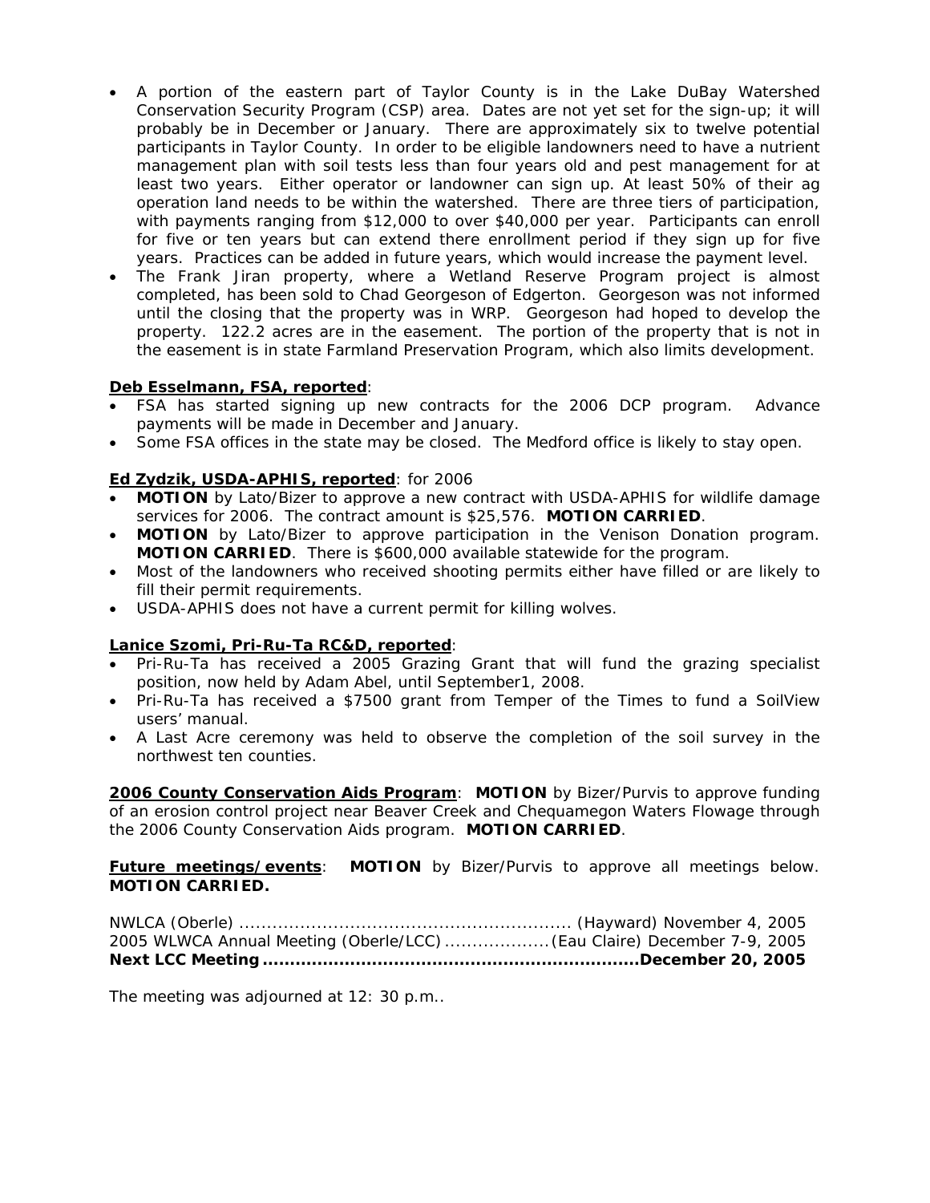- A portion of the eastern part of Taylor County is in the Lake DuBay Watershed Conservation Security Program (CSP) area. Dates are not yet set for the sign-up; it will probably be in December or January. There are approximately six to twelve potential participants in Taylor County. In order to be eligible landowners need to have a nutrient management plan with soil tests less than four years old and pest management for at least two years. Either operator or landowner can sign up. At least 50% of their ag operation land needs to be within the watershed. There are three tiers of participation, with payments ranging from $12,000 to over $40,000 per year. Participants can enroll for five or ten years but can extend there enrollment period if they sign up for five years. Practices can be added in future years, which would increase the payment level.
- The Frank Jiran property, where a Wetland Reserve Program project is almost completed, has been sold to Chad Georgeson of Edgerton. Georgeson was not informed until the closing that the property was in WRP. Georgeson had hoped to develop the property. 122.2 acres are in the easement. The portion of the property that is not in the easement is in state Farmland Preservation Program, which also limits development.

**Deb Esselmann, FSA, reported**:

- FSA has started signing up new contracts for the 2006 DCP program. Advance payments will be made in December and January.
- Some FSA offices in the state may be closed. The Medford office is likely to stay open.

**Ed Zydzik, USDA-APHIS, reported**: for 2006

- **MOTION** by Lato/Bizer to approve a new contract with USDA-APHIS for wildlife damage services for 2006. The contract amount is $25,576. **MOTION CARRIED**.
- **MOTION** by Lato/Bizer to approve participation in the Venison Donation program. **MOTION CARRIED**. There is $600,000 available statewide for the program.
- Most of the landowners who received shooting permits either have filled or are likely to fill their permit requirements.
- USDA-APHIS does not have a current permit for killing wolves.

**Lanice Szomi, Pri-Ru-Ta RC&D, reported**:

- Pri-Ru-Ta has received a 2005 Grazing Grant that will fund the grazing specialist position, now held by Adam Abel, until September1, 2008.
- Pri-Ru-Ta has received a $7500 grant from Temper of the Times to fund a SoilView users' manual.
- A Last Acre ceremony was held to observe the completion of the soil survey in the northwest ten counties.

**2006 County Conservation Aids Program**: **MOTION** by Bizer/Purvis to approve funding of an erosion control project near Beaver Creek and Chequamegon Waters Flowage through the 2006 County Conservation Aids program. **MOTION CARRIED**.

**Future meetings/events**: **MOTION** by Bizer/Purvis to approve all meetings below. **MOTION CARRIED.**

NWLCA (Oberle) .......................................................... (Hayward) November 4, 2005
2005 WLWCA Annual Meeting (Oberle/LCC) ...................(Eau Claire) December 7-9, 2005
**Next LCC Meeting ...................................................................December 20, 2005**

The meeting was adjourned at 12: 30 p.m..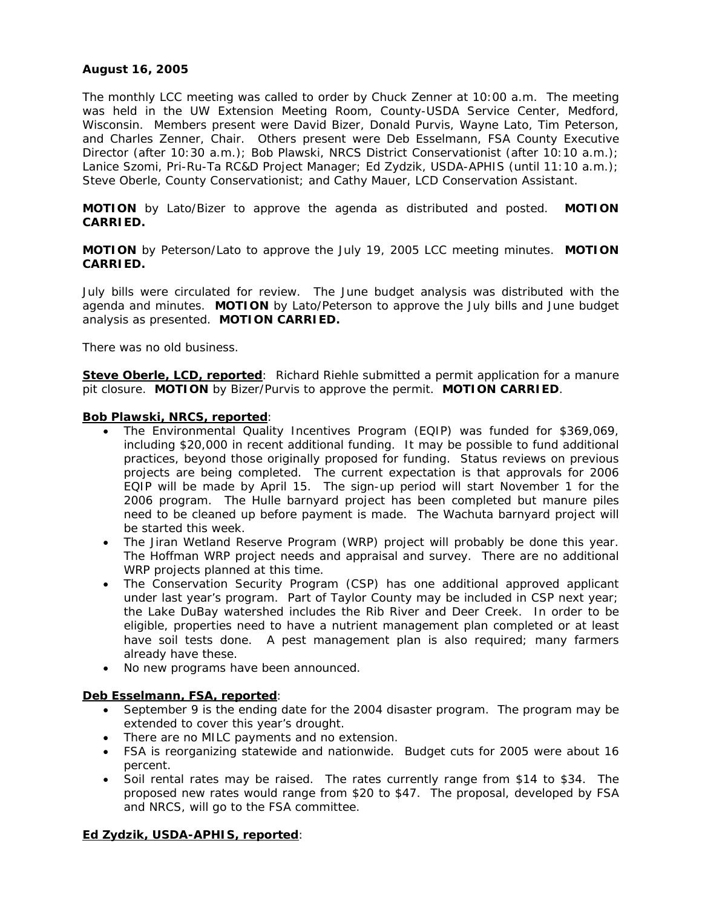**August 16, 2005**

The monthly LCC meeting was called to order by Chuck Zenner at 10:00 a.m. The meeting was held in the UW Extension Meeting Room, County-USDA Service Center, Medford, Wisconsin. Members present were David Bizer, Donald Purvis, Wayne Lato, Tim Peterson, and Charles Zenner, Chair. Others present were Deb Esselmann, FSA County Executive Director (after 10:30 a.m.); Bob Plawski, NRCS District Conservationist (after 10:10 a.m.); Lanice Szomi, Pri-Ru-Ta RC&D Project Manager; Ed Zydzik, USDA-APHIS (until 11:10 a.m.); Steve Oberle, County Conservationist; and Cathy Mauer, LCD Conservation Assistant.

**MOTION** by Lato/Bizer to approve the agenda as distributed and posted. **MOTION CARRIED.**

**MOTION** by Peterson/Lato to approve the July 19, 2005 LCC meeting minutes. **MOTION CARRIED.**

July bills were circulated for review. The June budget analysis was distributed with the agenda and minutes. **MOTION** by Lato/Peterson to approve the July bills and June budget analysis as presented. **MOTION CARRIED.**

There was no old business.

**Steve Oberle, LCD, reported**: Richard Riehle submitted a permit application for a manure pit closure. **MOTION** by Bizer/Purvis to approve the permit. **MOTION CARRIED**.

**Bob Plawski, NRCS, reported**:

- The Environmental Quality Incentives Program (EQIP) was funded for $369,069, including $20,000 in recent additional funding. It may be possible to fund additional practices, beyond those originally proposed for funding. Status reviews on previous projects are being completed. The current expectation is that approvals for 2006 EQIP will be made by April 15. The sign-up period will start November 1 for the 2006 program. The Hulle barnyard project has been completed but manure piles need to be cleaned up before payment is made. The Wachuta barnyard project will be started this week.
- The Jiran Wetland Reserve Program (WRP) project will probably be done this year. The Hoffman WRP project needs and appraisal and survey. There are no additional WRP projects planned at this time.
- The Conservation Security Program (CSP) has one additional approved applicant under last year's program. Part of Taylor County may be included in CSP next year; the Lake DuBay watershed includes the Rib River and Deer Creek. In order to be eligible, properties need to have a nutrient management plan completed or at least have soil tests done. A pest management plan is also required; many farmers already have these.
- No new programs have been announced.

**Deb Esselmann, FSA, reported**:

- September 9 is the ending date for the 2004 disaster program. The program may be extended to cover this year's drought.
- There are no MILC payments and no extension.
- FSA is reorganizing statewide and nationwide. Budget cuts for 2005 were about 16 percent.
- Soil rental rates may be raised. The rates currently range from $14 to $34. The proposed new rates would range from $20 to $47. The proposal, developed by FSA and NRCS, will go to the FSA committee.

**Ed Zydzik, USDA-APHIS, reported**: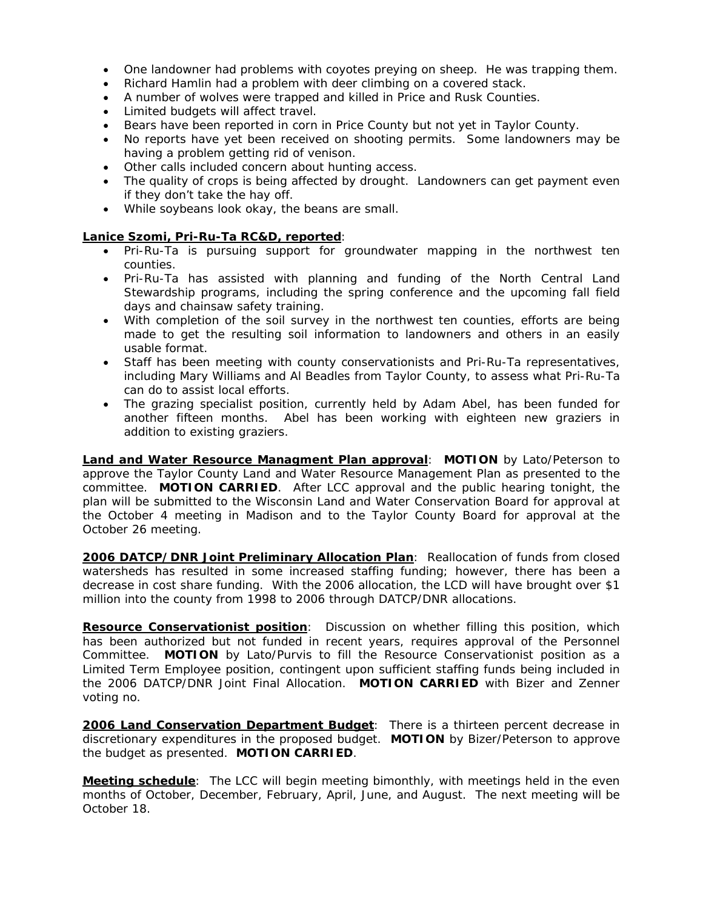- One landowner had problems with coyotes preying on sheep. He was trapping them.
- Richard Hamlin had a problem with deer climbing on a covered stack.
- A number of wolves were trapped and killed in Price and Rusk Counties.
- Limited budgets will affect travel.
- Bears have been reported in corn in Price County but not yet in Taylor County.
- No reports have yet been received on shooting permits. Some landowners may be having a problem getting rid of venison.
- Other calls included concern about hunting access.
- The quality of crops is being affected by drought. Landowners can get payment even if they don't take the hay off.
- While soybeans look okay, the beans are small.

**Lanice Szomi, Pri-Ru-Ta RC&D, reported**:

- Pri-Ru-Ta is pursuing support for groundwater mapping in the northwest ten counties.
- Pri-Ru-Ta has assisted with planning and funding of the North Central Land Stewardship programs, including the spring conference and the upcoming fall field days and chainsaw safety training.
- With completion of the soil survey in the northwest ten counties, efforts are being made to get the resulting soil information to landowners and others in an easily usable format.
- Staff has been meeting with county conservationists and Pri-Ru-Ta representatives, including Mary Williams and Al Beadles from Taylor County, to assess what Pri-Ru-Ta can do to assist local efforts.
- The grazing specialist position, currently held by Adam Abel, has been funded for another fifteen months. Abel has been working with eighteen new graziers in addition to existing graziers.

**Land and Water Resource Managment Plan approval**: **MOTION** by Lato/Peterson to approve the Taylor County Land and Water Resource Management Plan as presented to the committee. **MOTION CARRIED**. After LCC approval and the public hearing tonight, the plan will be submitted to the Wisconsin Land and Water Conservation Board for approval at the October 4 meeting in Madison and to the Taylor County Board for approval at the October 26 meeting.

**2006 DATCP/DNR Joint Preliminary Allocation Plan**: Reallocation of funds from closed watersheds has resulted in some increased staffing funding; however, there has been a decrease in cost share funding. With the 2006 allocation, the LCD will have brought over $1 million into the county from 1998 to 2006 through DATCP/DNR allocations.

**Resource Conservationist position**: Discussion on whether filling this position, which has been authorized but not funded in recent years, requires approval of the Personnel Committee. **MOTION** by Lato/Purvis to fill the Resource Conservationist position as a Limited Term Employee position, contingent upon sufficient staffing funds being included in the 2006 DATCP/DNR Joint Final Allocation. **MOTION CARRIED** with Bizer and Zenner voting no.

**2006 Land Conservation Department Budget**: There is a thirteen percent decrease in discretionary expenditures in the proposed budget. **MOTION** by Bizer/Peterson to approve the budget as presented. **MOTION CARRIED**.

**Meeting schedule**: The LCC will begin meeting bimonthly, with meetings held in the even months of October, December, February, April, June, and August. The next meeting will be October 18.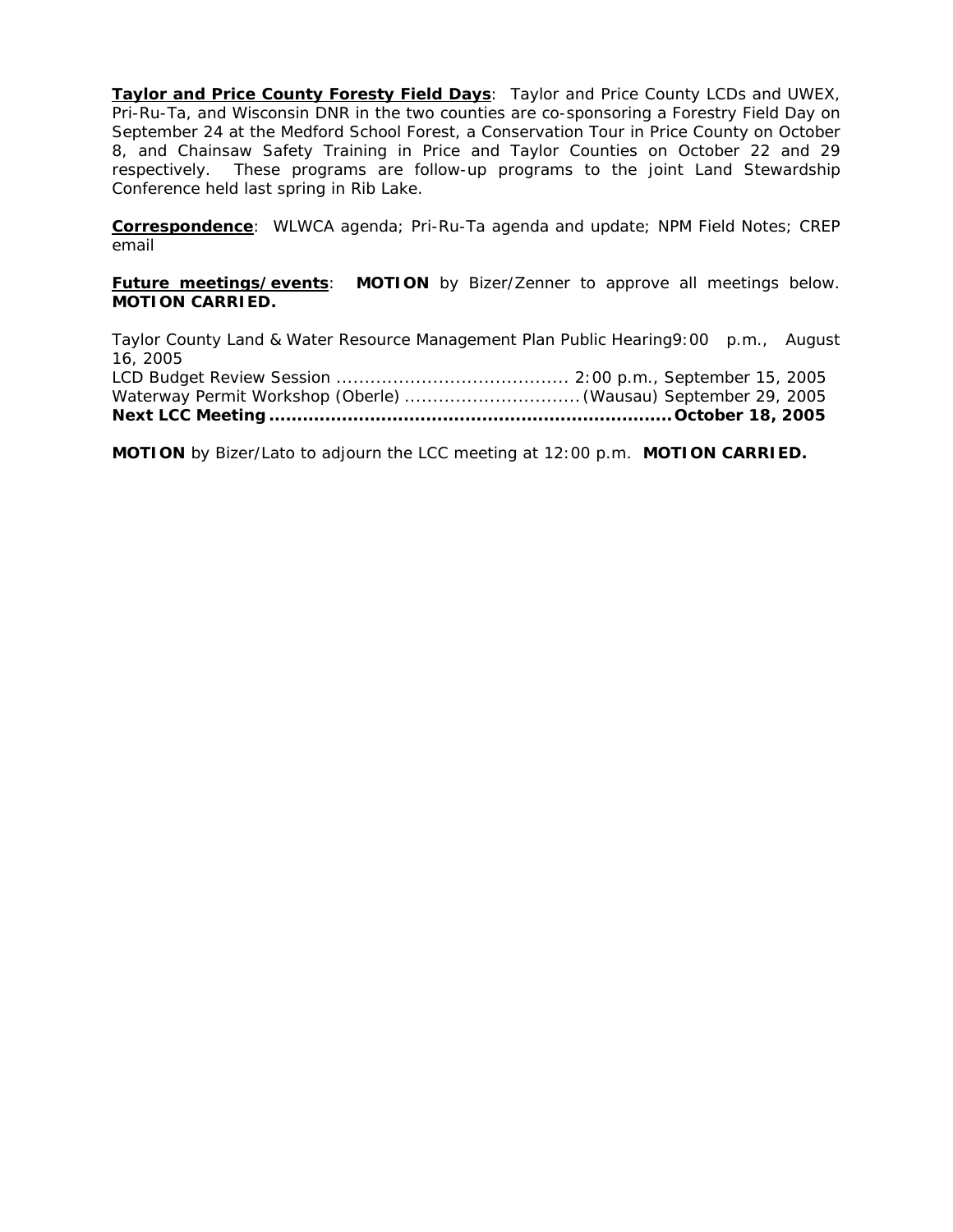**Taylor and Price County Foresty Field Days**: Taylor and Price County LCDs and UWEX, Pri-Ru-Ta, and Wisconsin DNR in the two counties are co-sponsoring a Forestry Field Day on September 24 at the Medford School Forest, a Conservation Tour in Price County on October 8, and Chainsaw Safety Training in Price and Taylor Counties on October 22 and 29 respectively. These programs are follow-up programs to the joint Land Stewardship Conference held last spring in Rib Lake.

**Correspondence**: WLWCA agenda; Pri-Ru-Ta agenda and update; NPM Field Notes; CREP email

**Future meetings/events**: **MOTION** by Bizer/Zenner to approve all meetings below. **MOTION CARRIED.**

Taylor County Land & Water Resource Management Plan Public Hearing 9:00 p.m., August 16, 2005
LCD Budget Review Session ........................................ 2:00 p.m., September 15, 2005
Waterway Permit Workshop (Oberle) ............................... (Wausau) September 29, 2005
**Next LCC Meeting ...................................................................... October 18, 2005**

**MOTION** by Bizer/Lato to adjourn the LCC meeting at 12:00 p.m. **MOTION CARRIED.**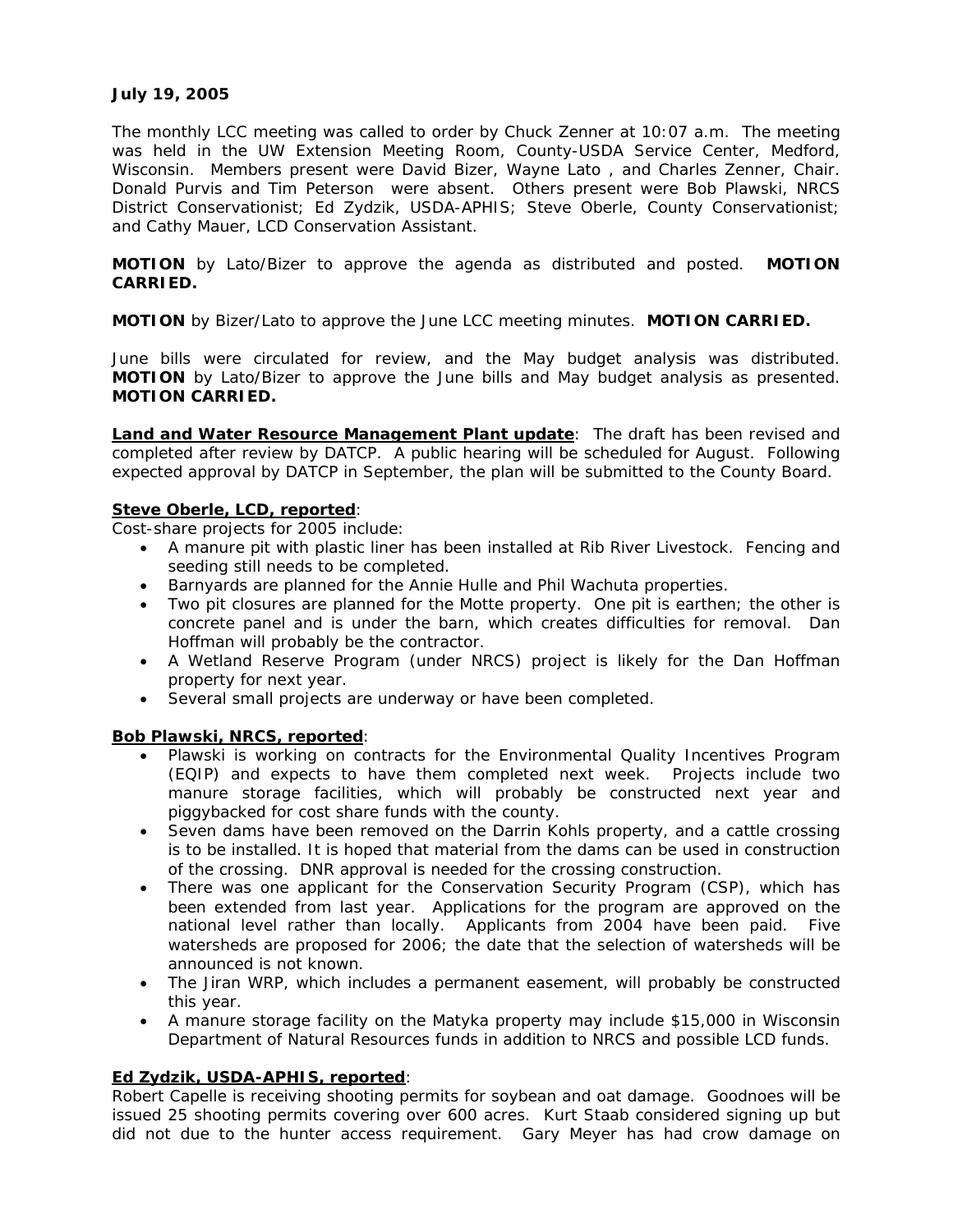**July 19, 2005**

The monthly LCC meeting was called to order by Chuck Zenner at 10:07 a.m. The meeting was held in the UW Extension Meeting Room, County-USDA Service Center, Medford, Wisconsin. Members present were David Bizer, Wayne Lato , and Charles Zenner, Chair. Donald Purvis and Tim Peterson were absent. Others present were Bob Plawski, NRCS District Conservationist; Ed Zydzik, USDA-APHIS; Steve Oberle, County Conservationist; and Cathy Mauer, LCD Conservation Assistant.

**MOTION** by Lato/Bizer to approve the agenda as distributed and posted. **MOTION CARRIED.**

**MOTION** by Bizer/Lato to approve the June LCC meeting minutes. **MOTION CARRIED.**

June bills were circulated for review, and the May budget analysis was distributed. **MOTION** by Lato/Bizer to approve the June bills and May budget analysis as presented. **MOTION CARRIED.**

**Land and Water Resource Management Plant update**: The draft has been revised and completed after review by DATCP. A public hearing will be scheduled for August. Following expected approval by DATCP in September, the plan will be submitted to the County Board.

**Steve Oberle, LCD, reported**:

Cost-share projects for 2005 include:

- A manure pit with plastic liner has been installed at Rib River Livestock. Fencing and seeding still needs to be completed.
- Barnyards are planned for the Annie Hulle and Phil Wachuta properties.
- Two pit closures are planned for the Motte property. One pit is earthen; the other is concrete panel and is under the barn, which creates difficulties for removal. Dan Hoffman will probably be the contractor.
- A Wetland Reserve Program (under NRCS) project is likely for the Dan Hoffman property for next year.
- Several small projects are underway or have been completed.

**Bob Plawski, NRCS, reported**:

- Plawski is working on contracts for the Environmental Quality Incentives Program (EQIP) and expects to have them completed next week. Projects include two manure storage facilities, which will probably be constructed next year and piggybacked for cost share funds with the county.
- Seven dams have been removed on the Darrin Kohls property, and a cattle crossing is to be installed. It is hoped that material from the dams can be used in construction of the crossing. DNR approval is needed for the crossing construction.
- There was one applicant for the Conservation Security Program (CSP), which has been extended from last year. Applications for the program are approved on the national level rather than locally. Applicants from 2004 have been paid. Five watersheds are proposed for 2006; the date that the selection of watersheds will be announced is not known.
- The Jiran WRP, which includes a permanent easement, will probably be constructed this year.
- A manure storage facility on the Matyka property may include $15,000 in Wisconsin Department of Natural Resources funds in addition to NRCS and possible LCD funds.

**Ed Zydzik, USDA-APHIS, reported**:

Robert Capelle is receiving shooting permits for soybean and oat damage. Goodnoes will be issued 25 shooting permits covering over 600 acres. Kurt Staab considered signing up but did not due to the hunter access requirement. Gary Meyer has had crow damage on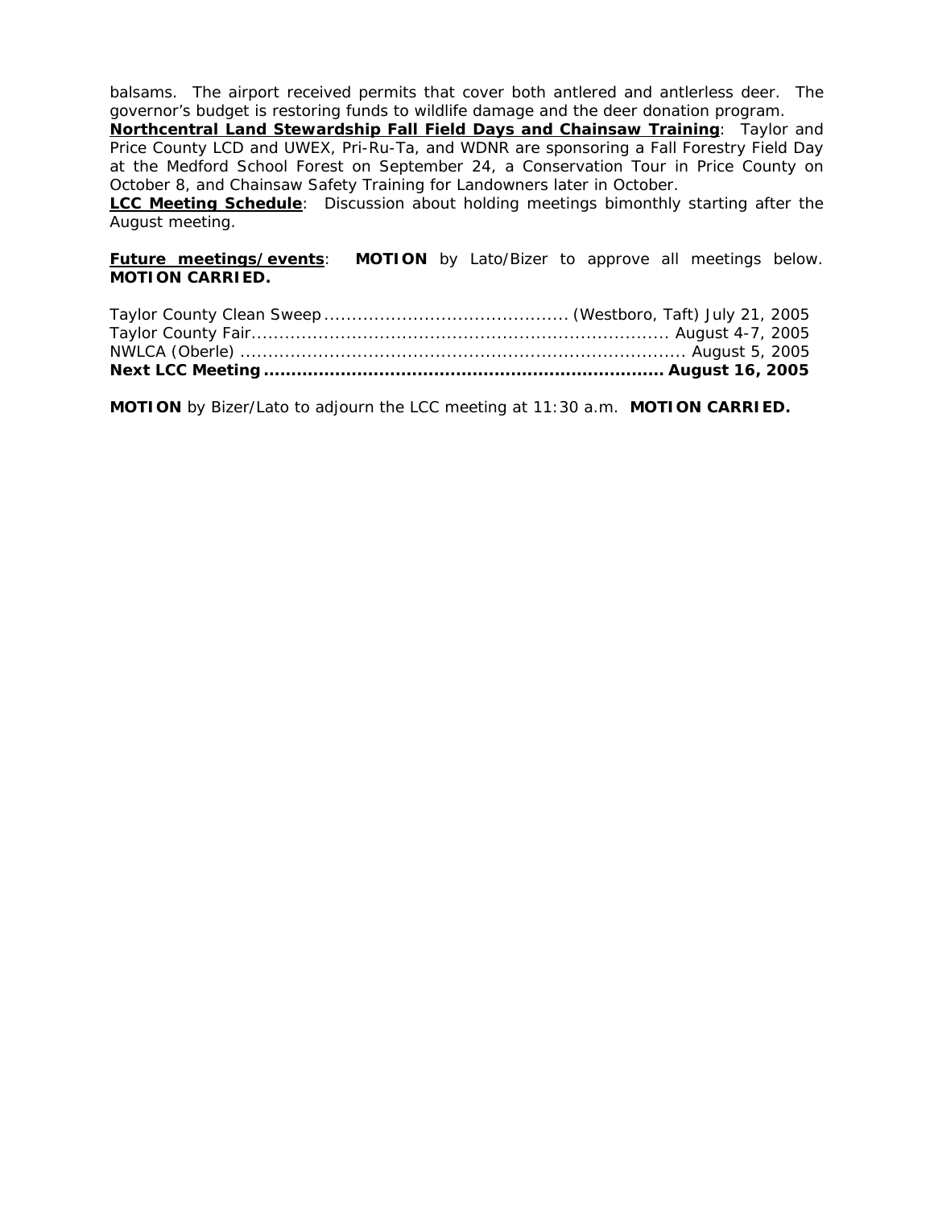balsams. The airport received permits that cover both antlered and antlerless deer. The governor's budget is restoring funds to wildlife damage and the deer donation program.

**Northcentral Land Stewardship Fall Field Days and Chainsaw Training**: Taylor and Price County LCD and UWEX, Pri-Ru-Ta, and WDNR are sponsoring a Fall Forestry Field Day at the Medford School Forest on September 24, a Conservation Tour in Price County on October 8, and Chainsaw Safety Training for Landowners later in October.

**LCC Meeting Schedule**: Discussion about holding meetings bimonthly starting after the August meeting.

**Future meetings/events**: **MOTION** by Lato/Bizer to approve all meetings below. **MOTION CARRIED.**

Taylor County Clean Sweep ........................................... (Westboro, Taft) July 21, 2005
Taylor County Fair.......................................................................... August 4-7, 2005
NWLCA (Oberle) .............................................................................. August 5, 2005
**Next LCC Meeting ...................................................................... August 16, 2005**

**MOTION** by Bizer/Lato to adjourn the LCC meeting at 11:30 a.m. **MOTION CARRIED.**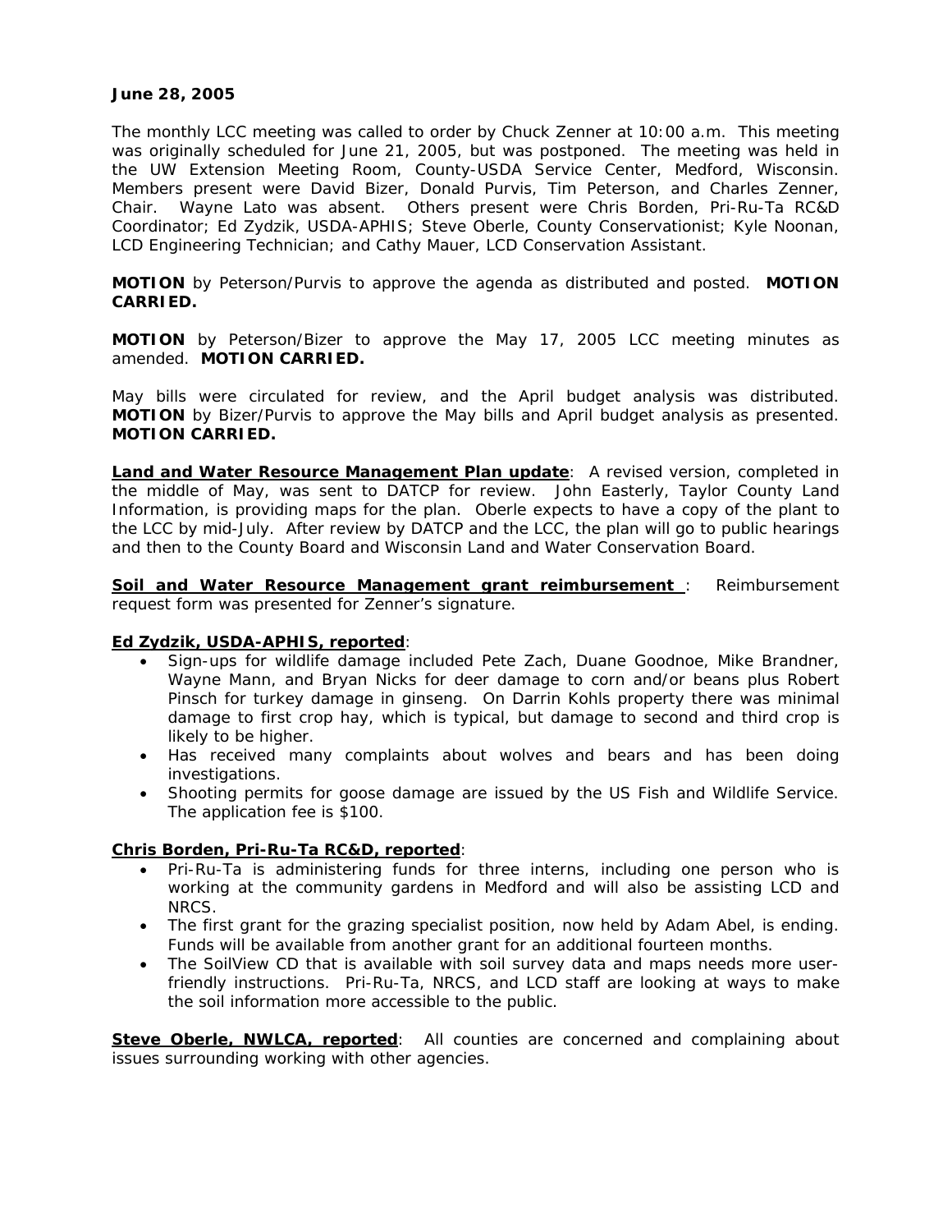**June 28, 2005**

The monthly LCC meeting was called to order by Chuck Zenner at 10:00 a.m. This meeting was originally scheduled for June 21, 2005, but was postponed. The meeting was held in the UW Extension Meeting Room, County-USDA Service Center, Medford, Wisconsin. Members present were David Bizer, Donald Purvis, Tim Peterson, and Charles Zenner, Chair. Wayne Lato was absent. Others present were Chris Borden, Pri-Ru-Ta RC&D Coordinator; Ed Zydzik, USDA-APHIS; Steve Oberle, County Conservationist; Kyle Noonan, LCD Engineering Technician; and Cathy Mauer, LCD Conservation Assistant.

**MOTION** by Peterson/Purvis to approve the agenda as distributed and posted. **MOTION CARRIED.**

**MOTION** by Peterson/Bizer to approve the May 17, 2005 LCC meeting minutes as amended. **MOTION CARRIED.**

May bills were circulated for review, and the April budget analysis was distributed. **MOTION** by Bizer/Purvis to approve the May bills and April budget analysis as presented. **MOTION CARRIED.**

**Land and Water Resource Management Plan update**: A revised version, completed in the middle of May, was sent to DATCP for review. John Easterly, Taylor County Land Information, is providing maps for the plan. Oberle expects to have a copy of the plant to the LCC by mid-July. After review by DATCP and the LCC, the plan will go to public hearings and then to the County Board and Wisconsin Land and Water Conservation Board.

**Soil and Water Resource Management grant reimbursement** : Reimbursement request form was presented for Zenner's signature.

**Ed Zydzik, USDA-APHIS, reported**:

- Sign-ups for wildlife damage included Pete Zach, Duane Goodnoe, Mike Brandner, Wayne Mann, and Bryan Nicks for deer damage to corn and/or beans plus Robert Pinsch for turkey damage in ginseng. On Darrin Kohls property there was minimal damage to first crop hay, which is typical, but damage to second and third crop is likely to be higher.
- Has received many complaints about wolves and bears and has been doing investigations.
- Shooting permits for goose damage are issued by the US Fish and Wildlife Service. The application fee is $100.

**Chris Borden, Pri-Ru-Ta RC&D, reported**:

- Pri-Ru-Ta is administering funds for three interns, including one person who is working at the community gardens in Medford and will also be assisting LCD and NRCS.
- The first grant for the grazing specialist position, now held by Adam Abel, is ending. Funds will be available from another grant for an additional fourteen months.
- The SoilView CD that is available with soil survey data and maps needs more user-friendly instructions. Pri-Ru-Ta, NRCS, and LCD staff are looking at ways to make the soil information more accessible to the public.

**Steve Oberle, NWLCA, reported**: All counties are concerned and complaining about issues surrounding working with other agencies.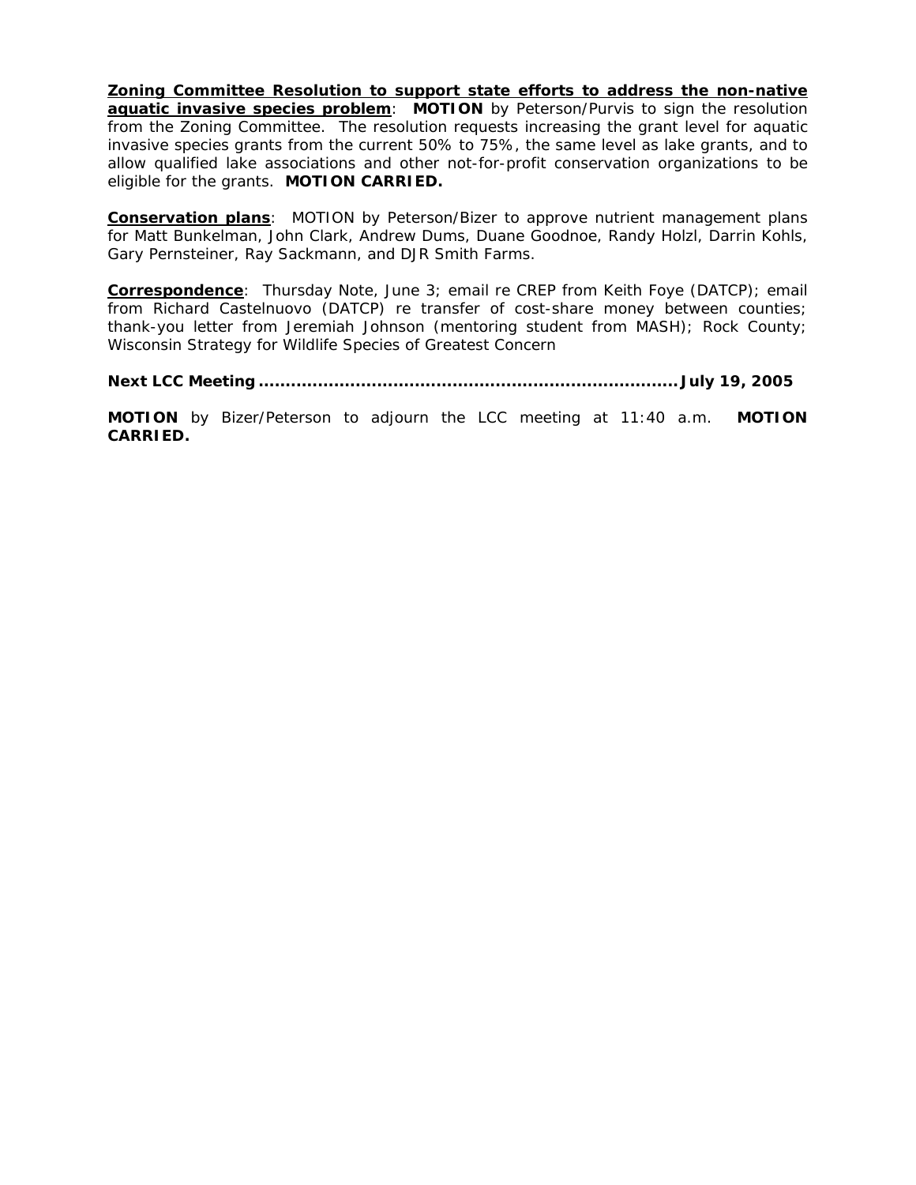**<u>Zoning Committee Resolution to support state efforts to address the non-native aquatic invasive species problem</u>**: **MOTION** by Peterson/Purvis to sign the resolution from the Zoning Committee. The resolution requests increasing the grant level for aquatic invasive species grants from the current 50% to 75%, the same level as lake grants, and to allow qualified lake associations and other not-for-profit conservation organizations to be eligible for the grants. **MOTION CARRIED.**

**<u>Conservation plans</u>**: MOTION by Peterson/Bizer to approve nutrient management plans for Matt Bunkelman, John Clark, Andrew Dums, Duane Goodnoe, Randy Holzl, Darrin Kohls, Gary Pernsteiner, Ray Sackmann, and DJR Smith Farms.

**<u>Correspondence</u>**: Thursday Note, June 3; email re CREP from Keith Foye (DATCP); email from Richard Castelnuovo (DATCP) re transfer of cost-share money between counties; thank-you letter from Jeremiah Johnson (mentoring student from MASH); Rock County; Wisconsin Strategy for Wildlife Species of Greatest Concern

**Next LCC Meeting..............................................................................July 19, 2005**

**MOTION** by Bizer/Peterson to adjourn the LCC meeting at 11:40 a.m. **MOTION CARRIED.**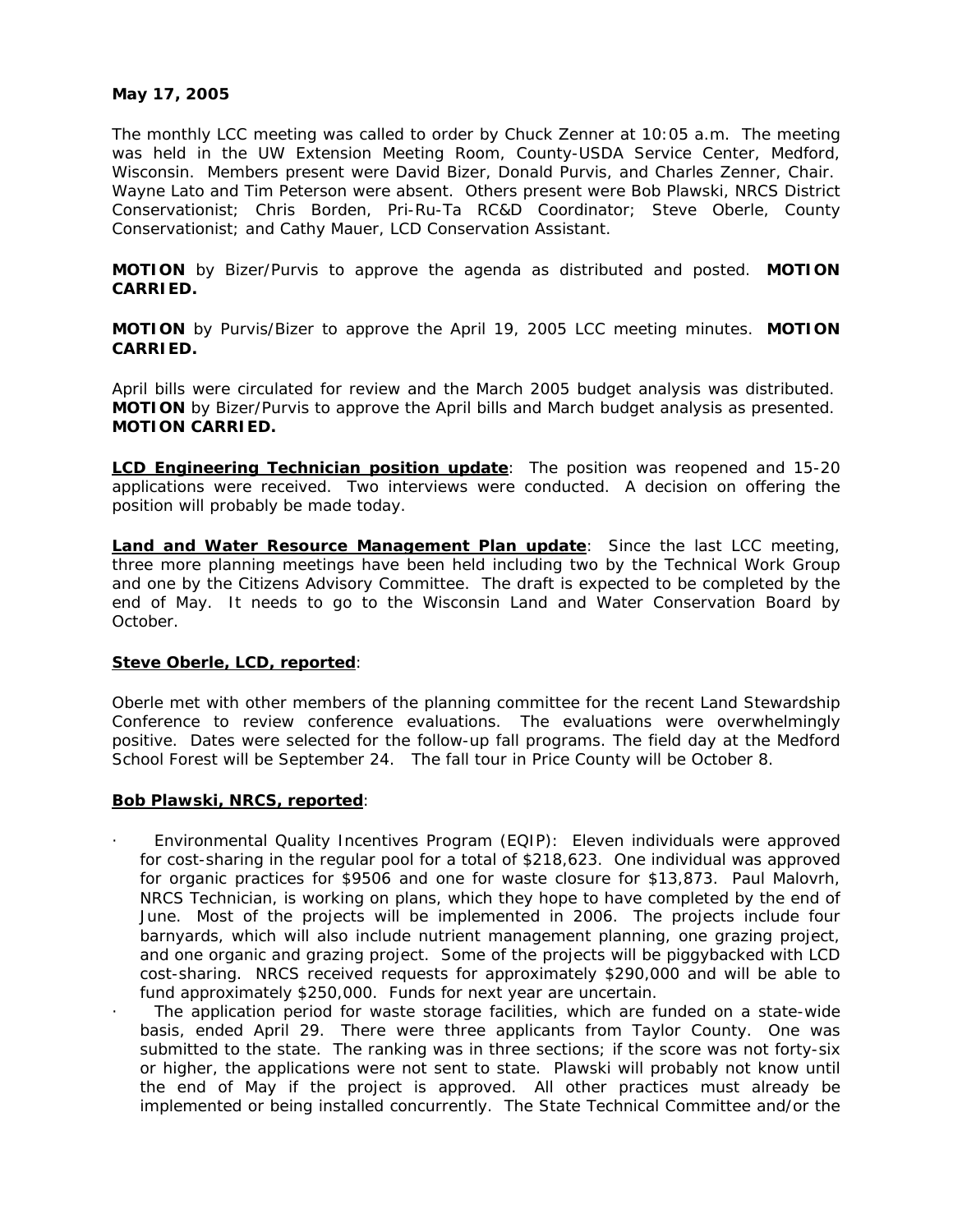**May 17, 2005**

The monthly LCC meeting was called to order by Chuck Zenner at 10:05 a.m. The meeting was held in the UW Extension Meeting Room, County-USDA Service Center, Medford, Wisconsin. Members present were David Bizer, Donald Purvis, and Charles Zenner, Chair. Wayne Lato and Tim Peterson were absent. Others present were Bob Plawski, NRCS District Conservationist; Chris Borden, Pri-Ru-Ta RC&D Coordinator; Steve Oberle, County Conservationist; and Cathy Mauer, LCD Conservation Assistant.

**MOTION** by Bizer/Purvis to approve the agenda as distributed and posted. **MOTION CARRIED.**

**MOTION** by Purvis/Bizer to approve the April 19, 2005 LCC meeting minutes. **MOTION CARRIED.**

April bills were circulated for review and the March 2005 budget analysis was distributed. **MOTION** by Bizer/Purvis to approve the April bills and March budget analysis as presented. **MOTION CARRIED.**

**LCD Engineering Technician position update**: The position was reopened and 15-20 applications were received. Two interviews were conducted. A decision on offering the position will probably be made today.

**Land and Water Resource Management Plan update**: Since the last LCC meeting, three more planning meetings have been held including two by the Technical Work Group and one by the Citizens Advisory Committee. The draft is expected to be completed by the end of May. It needs to go to the Wisconsin Land and Water Conservation Board by October.

**Steve Oberle, LCD, reported**:

Oberle met with other members of the planning committee for the recent Land Stewardship Conference to review conference evaluations. The evaluations were overwhelmingly positive. Dates were selected for the follow-up fall programs. The field day at the Medford School Forest will be September 24. The fall tour in Price County will be October 8.

**Bob Plawski, NRCS, reported**:

- Environmental Quality Incentives Program (EQIP): Eleven individuals were approved for cost-sharing in the regular pool for a total of $218,623. One individual was approved for organic practices for $9506 and one for waste closure for $13,873. Paul Malovrh, NRCS Technician, is working on plans, which they hope to have completed by the end of June. Most of the projects will be implemented in 2006. The projects include four barnyards, which will also include nutrient management planning, one grazing project, and one organic and grazing project. Some of the projects will be piggybacked with LCD cost-sharing. NRCS received requests for approximately $290,000 and will be able to fund approximately $250,000. Funds for next year are uncertain.
- The application period for waste storage facilities, which are funded on a state-wide basis, ended April 29. There were three applicants from Taylor County. One was submitted to the state. The ranking was in three sections; if the score was not forty-six or higher, the applications were not sent to state. Plawski will probably not know until the end of May if the project is approved. All other practices must already be implemented or being installed concurrently. The State Technical Committee and/or the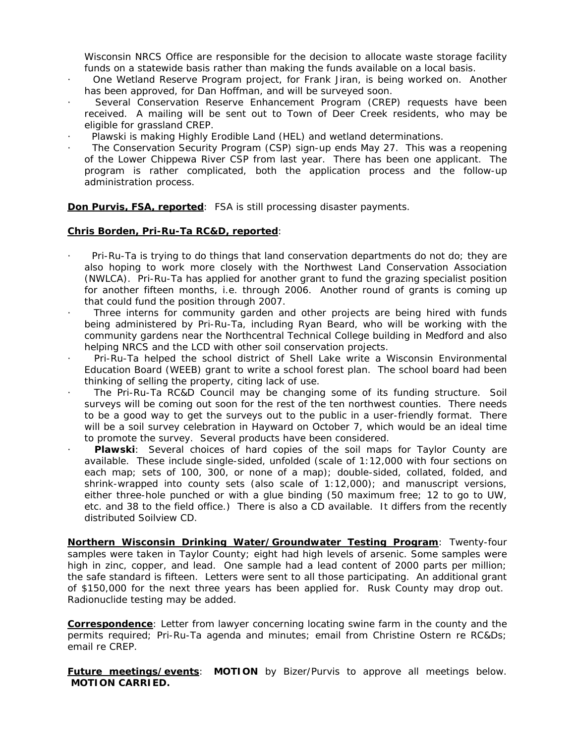Wisconsin NRCS Office are responsible for the decision to allocate waste storage facility funds on a statewide basis rather than making the funds available on a local basis.

- One Wetland Reserve Program project, for Frank Jiran, is being worked on. Another has been approved, for Dan Hoffman, and will be surveyed soon.
- Several Conservation Reserve Enhancement Program (CREP) requests have been received. A mailing will be sent out to Town of Deer Creek residents, who may be eligible for grassland CREP.
- Plawski is making Highly Erodible Land (HEL) and wetland determinations.
- The Conservation Security Program (CSP) sign-up ends May 27. This was a reopening of the Lower Chippewa River CSP from last year. There has been one applicant. The program is rather complicated, both the application process and the follow-up administration process.

**Don Purvis, FSA, reported**: FSA is still processing disaster payments.

**Chris Borden, Pri-Ru-Ta RC&D, reported**:

- Pri-Ru-Ta is trying to do things that land conservation departments do not do; they are also hoping to work more closely with the Northwest Land Conservation Association (NWLCA). Pri-Ru-Ta has applied for another grant to fund the grazing specialist position for another fifteen months, i.e. through 2006. Another round of grants is coming up that could fund the position through 2007.
- Three interns for community garden and other projects are being hired with funds being administered by Pri-Ru-Ta, including Ryan Beard, who will be working with the community gardens near the Northcentral Technical College building in Medford and also helping NRCS and the LCD with other soil conservation projects.
- Pri-Ru-Ta helped the school district of Shell Lake write a Wisconsin Environmental Education Board (WEEB) grant to write a school forest plan. The school board had been thinking of selling the property, citing lack of use.
- The Pri-Ru-Ta RC&D Council may be changing some of its funding structure. Soil surveys will be coming out soon for the rest of the ten northwest counties. There needs to be a good way to get the surveys out to the public in a user-friendly format. There will be a soil survey celebration in Hayward on October 7, which would be an ideal time to promote the survey. Several products have been considered.
- **Plawski**: Several choices of hard copies of the soil maps for Taylor County are available. These include single-sided, unfolded (scale of 1:12,000 with four sections on each map; sets of 100, 300, or none of a map); double-sided, collated, folded, and shrink-wrapped into county sets (also scale of 1:12,000); and manuscript versions, either three-hole punched or with a glue binding (50 maximum free; 12 to go to UW, etc. and 38 to the field office.) There is also a CD available. It differs from the recently distributed Soilview CD.

**Northern Wisconsin Drinking Water/Groundwater Testing Program**: Twenty-four samples were taken in Taylor County; eight had high levels of arsenic. Some samples were high in zinc, copper, and lead. One sample had a lead content of 2000 parts per million; the safe standard is fifteen. Letters were sent to all those participating. An additional grant of $150,000 for the next three years has been applied for. Rusk County may drop out. Radionuclide testing may be added.

**Correspondence**: Letter from lawyer concerning locating swine farm in the county and the permits required; Pri-Ru-Ta agenda and minutes; email from Christine Ostern re RC&Ds; email re CREP.

**Future meetings/events**: **MOTION** by Bizer/Purvis to approve all meetings below. **MOTION CARRIED.**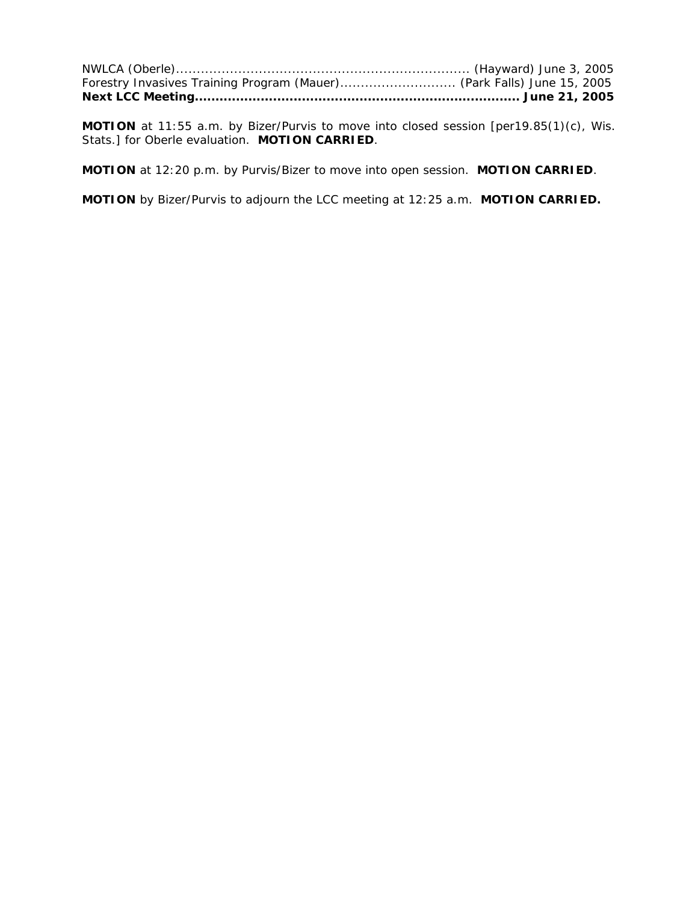NWLCA (Oberle)....................................................................... (Hayward) June 3, 2005
Forestry Invasives Training Program (Mauer)............................ (Park Falls) June 15, 2005
**Next LCC Meeting............................................................................ June 21, 2005**

**MOTION** at 11:55 a.m. by Bizer/Purvis to move into closed session [per19.85(1)(c), Wis. Stats.] for Oberle evaluation. **MOTION CARRIED**.

**MOTION** at 12:20 p.m. by Purvis/Bizer to move into open session. **MOTION CARRIED**.

**MOTION** by Bizer/Purvis to adjourn the LCC meeting at 12:25 a.m. **MOTION CARRIED.**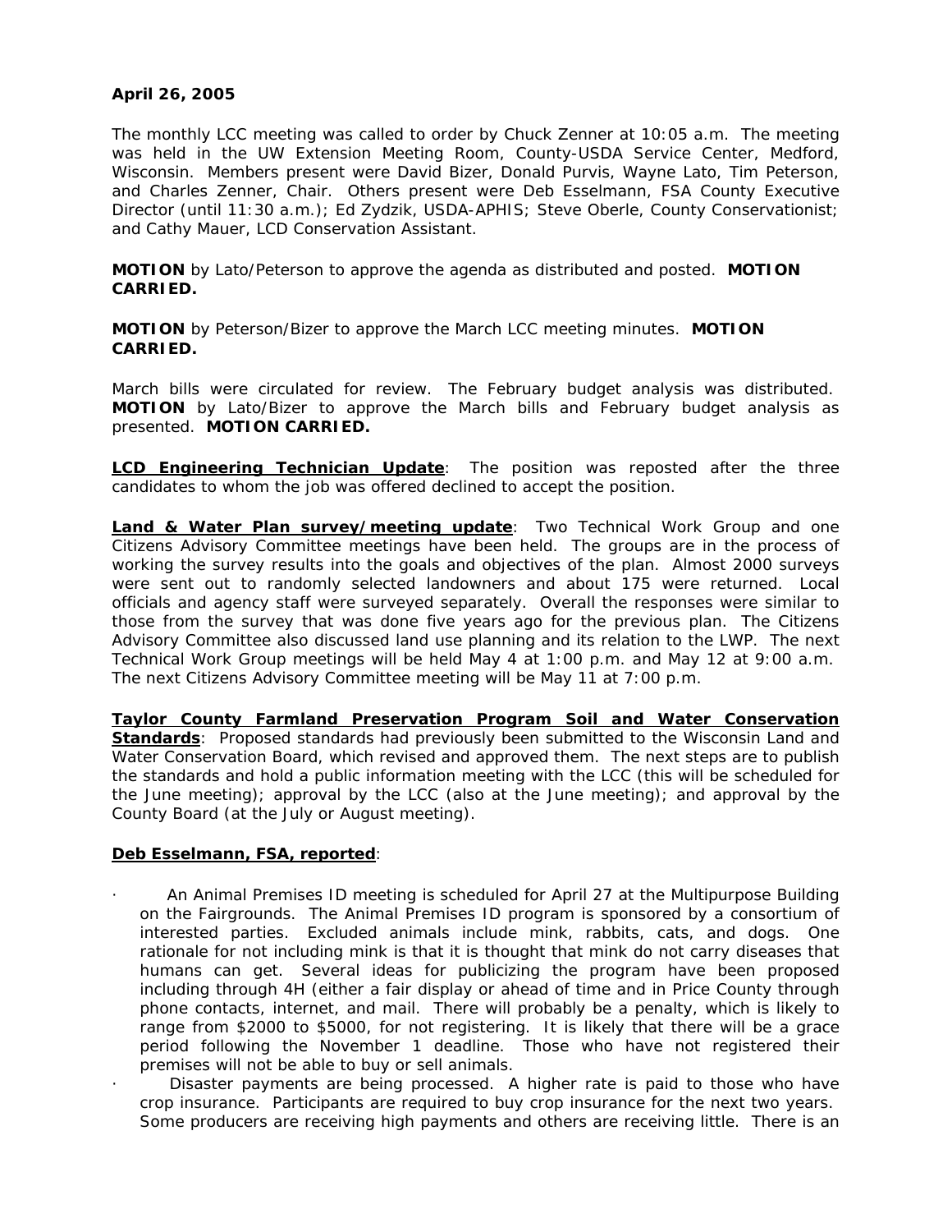**April 26, 2005**

The monthly LCC meeting was called to order by Chuck Zenner at 10:05 a.m. The meeting was held in the UW Extension Meeting Room, County-USDA Service Center, Medford, Wisconsin. Members present were David Bizer, Donald Purvis, Wayne Lato, Tim Peterson, and Charles Zenner, Chair. Others present were Deb Esselmann, FSA County Executive Director (until 11:30 a.m.); Ed Zydzik, USDA-APHIS; Steve Oberle, County Conservationist; and Cathy Mauer, LCD Conservation Assistant.

**MOTION** by Lato/Peterson to approve the agenda as distributed and posted. **MOTION CARRIED.**

**MOTION** by Peterson/Bizer to approve the March LCC meeting minutes. **MOTION CARRIED.**

March bills were circulated for review. The February budget analysis was distributed. **MOTION** by Lato/Bizer to approve the March bills and February budget analysis as presented. **MOTION CARRIED.**

**LCD Engineering Technician Update**: The position was reposted after the three candidates to whom the job was offered declined to accept the position.

**Land & Water Plan survey/meeting update**: Two Technical Work Group and one Citizens Advisory Committee meetings have been held. The groups are in the process of working the survey results into the goals and objectives of the plan. Almost 2000 surveys were sent out to randomly selected landowners and about 175 were returned. Local officials and agency staff were surveyed separately. Overall the responses were similar to those from the survey that was done five years ago for the previous plan. The Citizens Advisory Committee also discussed land use planning and its relation to the LWP. The next Technical Work Group meetings will be held May 4 at 1:00 p.m. and May 12 at 9:00 a.m. The next Citizens Advisory Committee meeting will be May 11 at 7:00 p.m.

**Taylor County Farmland Preservation Program Soil and Water Conservation Standards**: Proposed standards had previously been submitted to the Wisconsin Land and Water Conservation Board, which revised and approved them. The next steps are to publish the standards and hold a public information meeting with the LCC (this will be scheduled for the June meeting); approval by the LCC (also at the June meeting); and approval by the County Board (at the July or August meeting).

**Deb Esselmann, FSA, reported**:

- An Animal Premises ID meeting is scheduled for April 27 at the Multipurpose Building on the Fairgrounds. The Animal Premises ID program is sponsored by a consortium of interested parties. Excluded animals include mink, rabbits, cats, and dogs. One rationale for not including mink is that it is thought that mink do not carry diseases that humans can get. Several ideas for publicizing the program have been proposed including through 4H (either a fair display or ahead of time and in Price County through phone contacts, internet, and mail. There will probably be a penalty, which is likely to range from $2000 to $5000, for not registering. It is likely that there will be a grace period following the November 1 deadline. Those who have not registered their premises will not be able to buy or sell animals.
- Disaster payments are being processed. A higher rate is paid to those who have crop insurance. Participants are required to buy crop insurance for the next two years. Some producers are receiving high payments and others are receiving little. There is an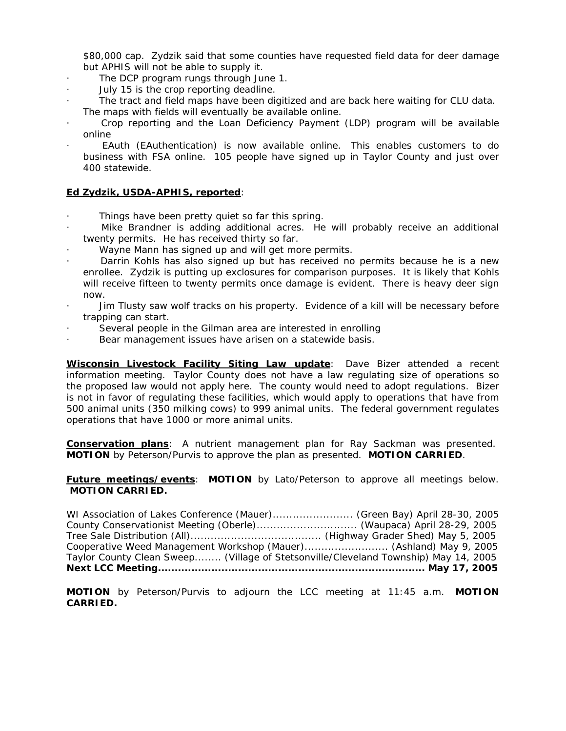$80,000 cap. Zydzik said that some counties have requested field data for deer damage but APHIS will not be able to supply it.

- The DCP program rungs through June 1.
- July 15 is the crop reporting deadline.
- The tract and field maps have been digitized and are back here waiting for CLU data. The maps with fields will eventually be available online.
- Crop reporting and the Loan Deficiency Payment (LDP) program will be available online
- EAuth (EAuthentication) is now available online. This enables customers to do business with FSA online. 105 people have signed up in Taylor County and just over 400 statewide.

**Ed Zydzik, USDA-APHIS, reported**:

- Things have been pretty quiet so far this spring.
- Mike Brandner is adding additional acres. He will probably receive an additional twenty permits. He has received thirty so far.
- Wayne Mann has signed up and will get more permits.
- Darrin Kohls has also signed up but has received no permits because he is a new enrollee. Zydzik is putting up exclosures for comparison purposes. It is likely that Kohls will receive fifteen to twenty permits once damage is evident. There is heavy deer sign now.
- Jim Tlusty saw wolf tracks on his property. Evidence of a kill will be necessary before trapping can start.
- Several people in the Gilman area are interested in enrolling
- Bear management issues have arisen on a statewide basis.

**Wisconsin Livestock Facility Siting Law update**: Dave Bizer attended a recent information meeting. Taylor County does not have a law regulating size of operations so the proposed law would not apply here. The county would need to adopt regulations. Bizer is not in favor of regulating these facilities, which would apply to operations that have from 500 animal units (350 milking cows) to 999 animal units. The federal government regulates operations that have 1000 or more animal units.

**Conservation plans**: A nutrient management plan for Ray Sackman was presented. **MOTION** by Peterson/Purvis to approve the plan as presented. **MOTION CARRIED**.

**Future meetings/events**: **MOTION** by Lato/Peterson to approve all meetings below. **MOTION CARRIED.**

WI Association of Lakes Conference (Mauer)........................ (Green Bay) April 28-30, 2005
County Conservationist Meeting (Oberle).............................. (Waupaca) April 28-29, 2005
Tree Sale Distribution (All)....................................... (Highway Grader Shed) May 5, 2005
Cooperative Weed Management Workshop (Mauer)......................... (Ashland) May 9, 2005
Taylor County Clean Sweep........ (Village of Stetsonville/Cleveland Township) May 14, 2005
**Next LCC Meeting.............................................................................. May 17, 2005**

**MOTION** by Peterson/Purvis to adjourn the LCC meeting at 11:45 a.m. **MOTION CARRIED.**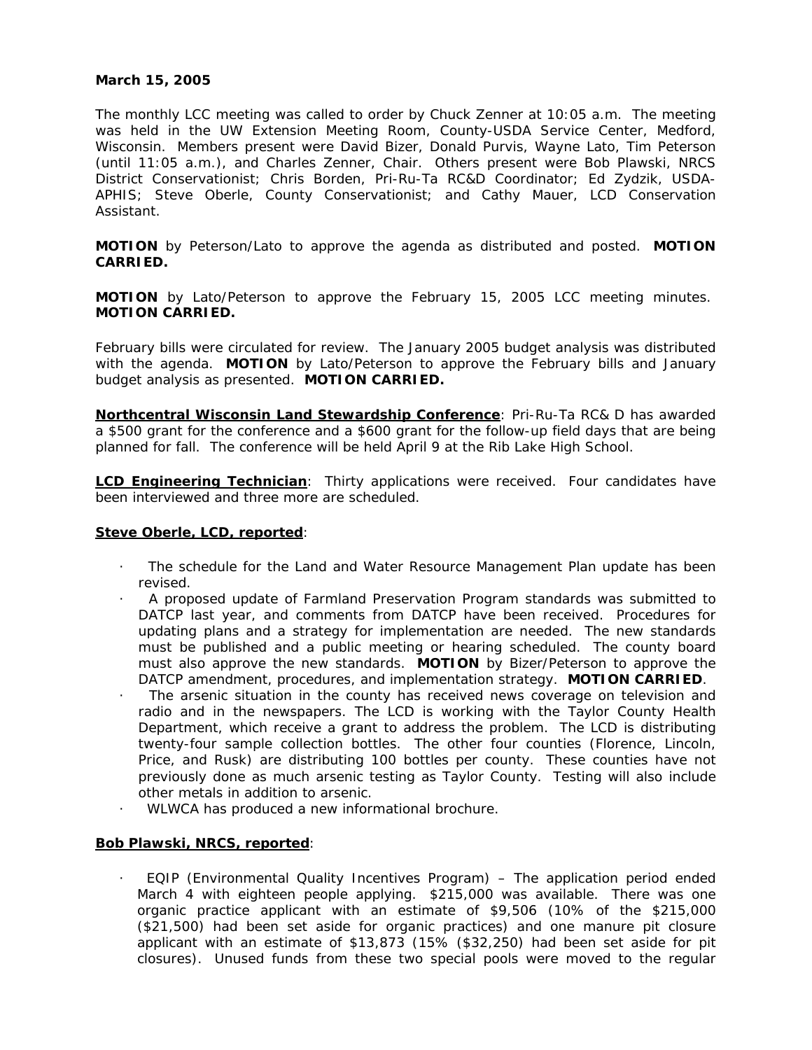**March 15, 2005**

The monthly LCC meeting was called to order by Chuck Zenner at 10:05 a.m. The meeting was held in the UW Extension Meeting Room, County-USDA Service Center, Medford, Wisconsin. Members present were David Bizer, Donald Purvis, Wayne Lato, Tim Peterson (until 11:05 a.m.), and Charles Zenner, Chair. Others present were Bob Plawski, NRCS District Conservationist; Chris Borden, Pri-Ru-Ta RC&D Coordinator; Ed Zydzik, USDA-APHIS; Steve Oberle, County Conservationist; and Cathy Mauer, LCD Conservation Assistant.

**MOTION** by Peterson/Lato to approve the agenda as distributed and posted. **MOTION CARRIED.**

**MOTION** by Lato/Peterson to approve the February 15, 2005 LCC meeting minutes. **MOTION CARRIED.**

February bills were circulated for review. The January 2005 budget analysis was distributed with the agenda. **MOTION** by Lato/Peterson to approve the February bills and January budget analysis as presented. **MOTION CARRIED.**

**Northcentral Wisconsin Land Stewardship Conference**: Pri-Ru-Ta RC& D has awarded a $500 grant for the conference and a $600 grant for the follow-up field days that are being planned for fall. The conference will be held April 9 at the Rib Lake High School.

**LCD Engineering Technician**: Thirty applications were received. Four candidates have been interviewed and three more are scheduled.

**Steve Oberle, LCD, reported**:

- The schedule for the Land and Water Resource Management Plan update has been revised.
- A proposed update of Farmland Preservation Program standards was submitted to DATCP last year, and comments from DATCP have been received. Procedures for updating plans and a strategy for implementation are needed. The new standards must be published and a public meeting or hearing scheduled. The county board must also approve the new standards. **MOTION** by Bizer/Peterson to approve the DATCP amendment, procedures, and implementation strategy. **MOTION CARRIED**.
- The arsenic situation in the county has received news coverage on television and radio and in the newspapers. The LCD is working with the Taylor County Health Department, which receive a grant to address the problem. The LCD is distributing twenty-four sample collection bottles. The other four counties (Florence, Lincoln, Price, and Rusk) are distributing 100 bottles per county. These counties have not previously done as much arsenic testing as Taylor County. Testing will also include other metals in addition to arsenic.
- WLWCA has produced a new informational brochure.

**Bob Plawski, NRCS, reported**:

- EQIP (Environmental Quality Incentives Program) – The application period ended March 4 with eighteen people applying. $215,000 was available. There was one organic practice applicant with an estimate of $9,506 (10% of the $215,000 ($21,500) had been set aside for organic practices) and one manure pit closure applicant with an estimate of $13,873 (15% ($32,250) had been set aside for pit closures). Unused funds from these two special pools were moved to the regular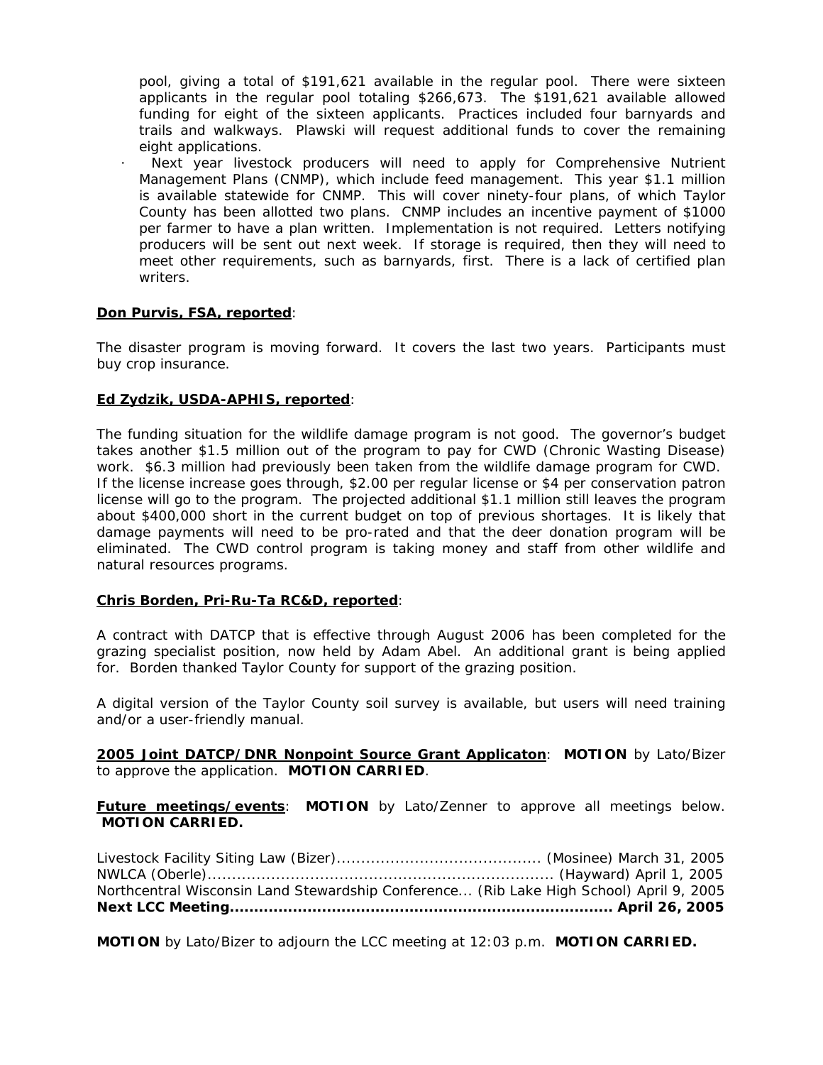pool, giving a total of $191,621 available in the regular pool. There were sixteen applicants in the regular pool totaling $266,673. The $191,621 available allowed funding for eight of the sixteen applicants. Practices included four barnyards and trails and walkways. Plawski will request additional funds to cover the remaining eight applications.

- Next year livestock producers will need to apply for Comprehensive Nutrient Management Plans (CNMP), which include feed management. This year $1.1 million is available statewide for CNMP. This will cover ninety-four plans, of which Taylor County has been allotted two plans. CNMP includes an incentive payment of $1000 per farmer to have a plan written. Implementation is not required. Letters notifying producers will be sent out next week. If storage is required, then they will need to meet other requirements, such as barnyards, first. There is a lack of certified plan writers.

**Don Purvis, FSA, reported**:

The disaster program is moving forward. It covers the last two years. Participants must buy crop insurance.

**Ed Zydzik, USDA-APHIS, reported**:

The funding situation for the wildlife damage program is not good. The governor's budget takes another $1.5 million out of the program to pay for CWD (Chronic Wasting Disease) work. $6.3 million had previously been taken from the wildlife damage program for CWD. If the license increase goes through, $2.00 per regular license or $4 per conservation patron license will go to the program. The projected additional $1.1 million still leaves the program about $400,000 short in the current budget on top of previous shortages. It is likely that damage payments will need to be pro-rated and that the deer donation program will be eliminated. The CWD control program is taking money and staff from other wildlife and natural resources programs.

**Chris Borden, Pri-Ru-Ta RC&D, reported**:

A contract with DATCP that is effective through August 2006 has been completed for the grazing specialist position, now held by Adam Abel. An additional grant is being applied for. Borden thanked Taylor County for support of the grazing position.

A digital version of the Taylor County soil survey is available, but users will need training and/or a user-friendly manual.

**2005 Joint DATCP/DNR Nonpoint Source Grant Applicaton**: **MOTION** by Lato/Bizer to approve the application. **MOTION CARRIED**.

**Future meetings/events**: **MOTION** by Lato/Zenner to approve all meetings below. **MOTION CARRIED.**

Livestock Facility Siting Law (Bizer).......................................... (Mosinee) March 31, 2005
NWLCA (Oberle)...................................................................... (Hayward) April 1, 2005
Northcentral Wisconsin Land Stewardship Conference... (Rib Lake High School) April 9, 2005
**Next LCC Meeting............................................................................ April 26, 2005**

**MOTION** by Lato/Bizer to adjourn the LCC meeting at 12:03 p.m. **MOTION CARRIED.**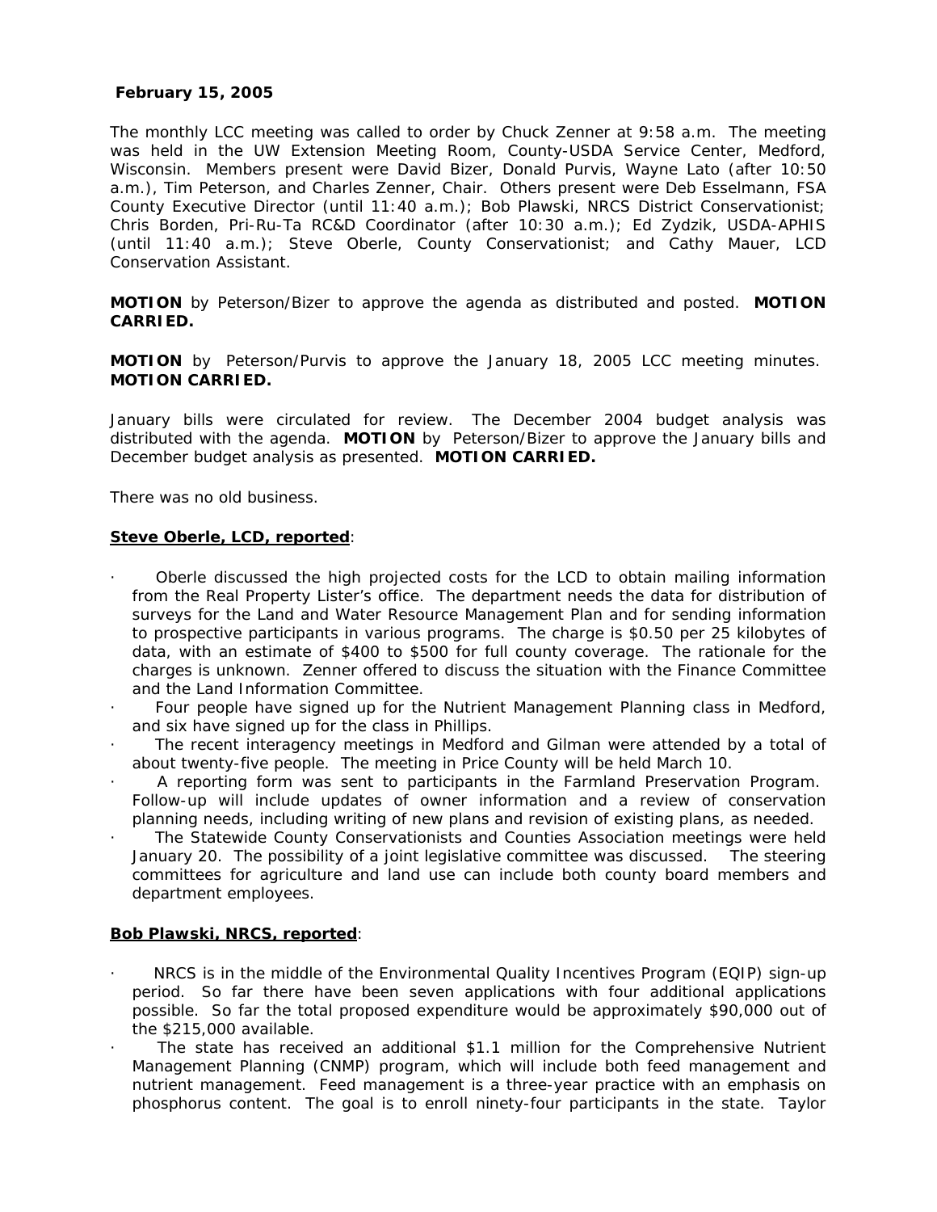**February 15, 2005**

The monthly LCC meeting was called to order by Chuck Zenner at 9:58 a.m. The meeting was held in the UW Extension Meeting Room, County-USDA Service Center, Medford, Wisconsin. Members present were David Bizer, Donald Purvis, Wayne Lato (after 10:50 a.m.), Tim Peterson, and Charles Zenner, Chair. Others present were Deb Esselmann, FSA County Executive Director (until 11:40 a.m.); Bob Plawski, NRCS District Conservationist; Chris Borden, Pri-Ru-Ta RC&D Coordinator (after 10:30 a.m.); Ed Zydzik, USDA-APHIS (until 11:40 a.m.); Steve Oberle, County Conservationist; and Cathy Mauer, LCD Conservation Assistant.

**MOTION** by Peterson/Bizer to approve the agenda as distributed and posted. **MOTION CARRIED.**

**MOTION** by Peterson/Purvis to approve the January 18, 2005 LCC meeting minutes. **MOTION CARRIED.**

January bills were circulated for review. The December 2004 budget analysis was distributed with the agenda. **MOTION** by Peterson/Bizer to approve the January bills and December budget analysis as presented. **MOTION CARRIED.**

There was no old business.

**Steve Oberle, LCD, reported**:

- Oberle discussed the high projected costs for the LCD to obtain mailing information from the Real Property Lister's office. The department needs the data for distribution of surveys for the Land and Water Resource Management Plan and for sending information to prospective participants in various programs. The charge is $0.50 per 25 kilobytes of data, with an estimate of $400 to $500 for full county coverage. The rationale for the charges is unknown. Zenner offered to discuss the situation with the Finance Committee and the Land Information Committee.
- Four people have signed up for the Nutrient Management Planning class in Medford, and six have signed up for the class in Phillips.
- The recent interagency meetings in Medford and Gilman were attended by a total of about twenty-five people. The meeting in Price County will be held March 10.
- A reporting form was sent to participants in the Farmland Preservation Program. Follow-up will include updates of owner information and a review of conservation planning needs, including writing of new plans and revision of existing plans, as needed.
- The Statewide County Conservationists and Counties Association meetings were held January 20. The possibility of a joint legislative committee was discussed. The steering committees for agriculture and land use can include both county board members and department employees.

**Bob Plawski, NRCS, reported**:

- NRCS is in the middle of the Environmental Quality Incentives Program (EQIP) sign-up period. So far there have been seven applications with four additional applications possible. So far the total proposed expenditure would be approximately $90,000 out of the $215,000 available.
- The state has received an additional $1.1 million for the Comprehensive Nutrient Management Planning (CNMP) program, which will include both feed management and nutrient management. Feed management is a three-year practice with an emphasis on phosphorus content. The goal is to enroll ninety-four participants in the state. Taylor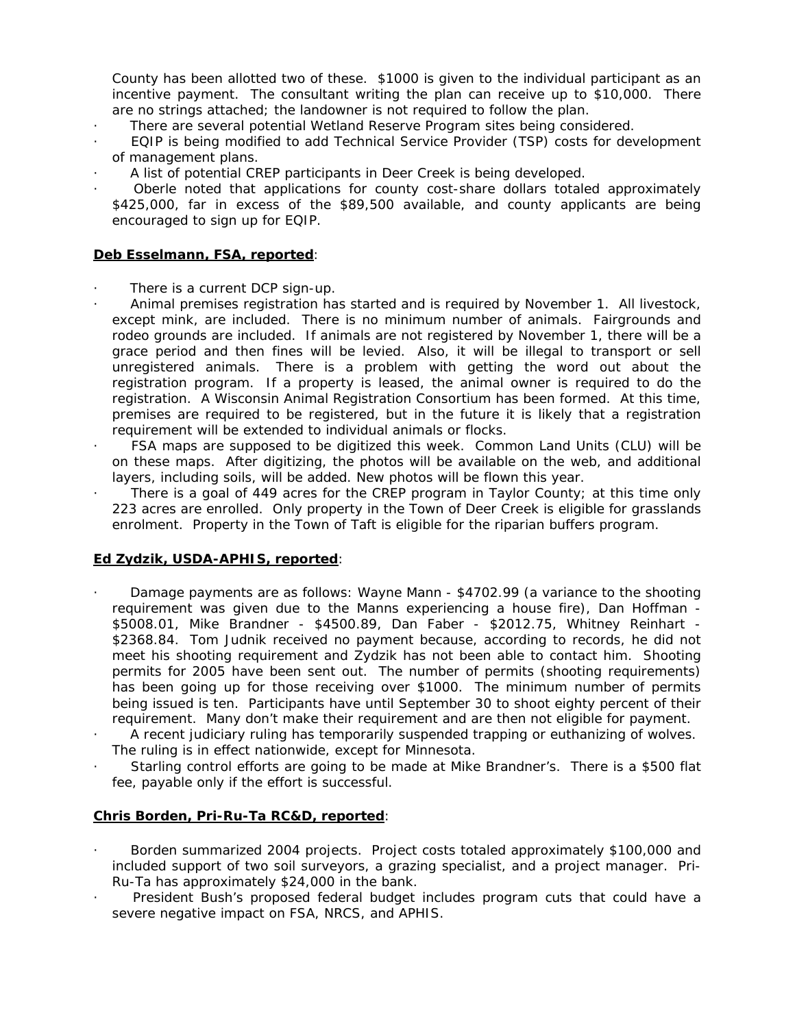County has been allotted two of these. $1000 is given to the individual participant as an incentive payment. The consultant writing the plan can receive up to $10,000. There are no strings attached; the landowner is not required to follow the plan.

- There are several potential Wetland Reserve Program sites being considered.
- EQIP is being modified to add Technical Service Provider (TSP) costs for development of management plans.
- A list of potential CREP participants in Deer Creek is being developed.
- Oberle noted that applications for county cost-share dollars totaled approximately $425,000, far in excess of the $89,500 available, and county applicants are being encouraged to sign up for EQIP.

**Deb Esselmann, FSA, reported**:

- There is a current DCP sign-up.
- Animal premises registration has started and is required by November 1. All livestock, except mink, are included. There is no minimum number of animals. Fairgrounds and rodeo grounds are included. If animals are not registered by November 1, there will be a grace period and then fines will be levied. Also, it will be illegal to transport or sell unregistered animals. There is a problem with getting the word out about the registration program. If a property is leased, the animal owner is required to do the registration. A Wisconsin Animal Registration Consortium has been formed. At this time, premises are required to be registered, but in the future it is likely that a registration requirement will be extended to individual animals or flocks.
- FSA maps are supposed to be digitized this week. Common Land Units (CLU) will be on these maps. After digitizing, the photos will be available on the web, and additional layers, including soils, will be added. New photos will be flown this year.
- There is a goal of 449 acres for the CREP program in Taylor County; at this time only 223 acres are enrolled. Only property in the Town of Deer Creek is eligible for grasslands enrolment. Property in the Town of Taft is eligible for the riparian buffers program.

**Ed Zydzik, USDA-APHIS, reported**:

- Damage payments are as follows: Wayne Mann - $4702.99 (a variance to the shooting requirement was given due to the Manns experiencing a house fire), Dan Hoffman - $5008.01, Mike Brandner - $4500.89, Dan Faber - $2012.75, Whitney Reinhart - $2368.84. Tom Judnik received no payment because, according to records, he did not meet his shooting requirement and Zydzik has not been able to contact him. Shooting permits for 2005 have been sent out. The number of permits (shooting requirements) has been going up for those receiving over $1000. The minimum number of permits being issued is ten. Participants have until September 30 to shoot eighty percent of their requirement. Many don't make their requirement and are then not eligible for payment.
- A recent judiciary ruling has temporarily suspended trapping or euthanizing of wolves. The ruling is in effect nationwide, except for Minnesota.
- Starling control efforts are going to be made at Mike Brandner's. There is a $500 flat fee, payable only if the effort is successful.

**Chris Borden, Pri-Ru-Ta RC&D, reported**:

- Borden summarized 2004 projects. Project costs totaled approximately $100,000 and included support of two soil surveyors, a grazing specialist, and a project manager. Pri-Ru-Ta has approximately $24,000 in the bank.
- President Bush's proposed federal budget includes program cuts that could have a severe negative impact on FSA, NRCS, and APHIS.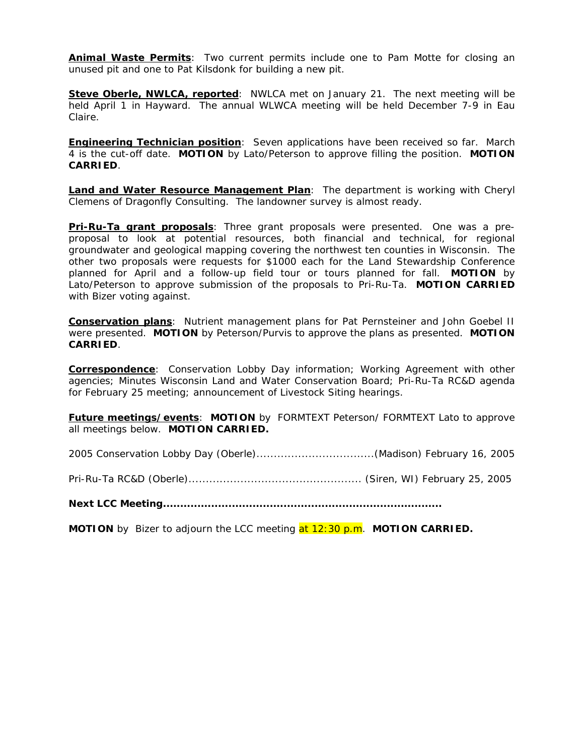**Animal Waste Permits**: Two current permits include one to Pam Motte for closing an unused pit and one to Pat Kilsdonk for building a new pit.

**Steve Oberle, NWLCA, reported**: NWLCA met on January 21. The next meeting will be held April 1 in Hayward. The annual WLWCA meeting will be held December 7-9 in Eau Claire.

**Engineering Technician position**: Seven applications have been received so far. March 4 is the cut-off date. **MOTION** by Lato/Peterson to approve filling the position. **MOTION CARRIED**.

**Land and Water Resource Management Plan**: The department is working with Cheryl Clemens of Dragonfly Consulting. The landowner survey is almost ready.

**Pri-Ru-Ta grant proposals**: Three grant proposals were presented. One was a pre-proposal to look at potential resources, both financial and technical, for regional groundwater and geological mapping covering the northwest ten counties in Wisconsin. The other two proposals were requests for $1000 each for the Land Stewardship Conference planned for April and a follow-up field tour or tours planned for fall. **MOTION** by Lato/Peterson to approve submission of the proposals to Pri-Ru-Ta. **MOTION CARRIED** with Bizer voting against.

**Conservation plans**: Nutrient management plans for Pat Pernsteiner and John Goebel II were presented. **MOTION** by Peterson/Purvis to approve the plans as presented. **MOTION CARRIED**.

**Correspondence**: Conservation Lobby Day information; Working Agreement with other agencies; Minutes Wisconsin Land and Water Conservation Board; Pri-Ru-Ta RC&D agenda for February 25 meeting; announcement of Livestock Siting hearings.

**Future meetings/events**: **MOTION** by FORMTEXT Peterson/ FORMTEXT Lato to approve all meetings below. **MOTION CARRIED.**

2005 Conservation Lobby Day (Oberle)..................................(Madison) February 16, 2005

Pri-Ru-Ta RC&D (Oberle)................................................. (Siren, WI) February 25, 2005

**Next LCC Meeting...............................................................................**

**MOTION** by Bizer to adjourn the LCC meeting at 12:30 p.m. **MOTION CARRIED.**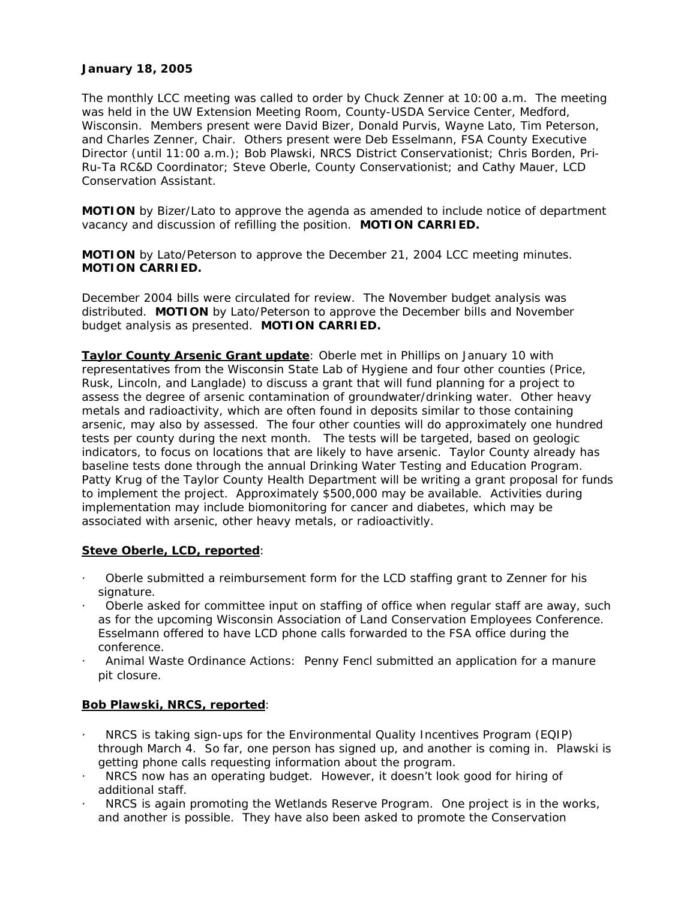**January 18, 2005**

The monthly LCC meeting was called to order by Chuck Zenner at 10:00 a.m. The meeting was held in the UW Extension Meeting Room, County-USDA Service Center, Medford, Wisconsin. Members present were David Bizer, Donald Purvis, Wayne Lato, Tim Peterson, and Charles Zenner, Chair. Others present were Deb Esselmann, FSA County Executive Director (until 11:00 a.m.); Bob Plawski, NRCS District Conservationist; Chris Borden, Pri-Ru-Ta RC&D Coordinator; Steve Oberle, County Conservationist; and Cathy Mauer, LCD Conservation Assistant.

**MOTION** by Bizer/Lato to approve the agenda as amended to include notice of department vacancy and discussion of refilling the position. **MOTION CARRIED.**

**MOTION** by Lato/Peterson to approve the December 21, 2004 LCC meeting minutes. **MOTION CARRIED.**

December 2004 bills were circulated for review. The November budget analysis was distributed. **MOTION** by Lato/Peterson to approve the December bills and November budget analysis as presented. **MOTION CARRIED.**

**Taylor County Arsenic Grant update**: Oberle met in Phillips on January 10 with representatives from the Wisconsin State Lab of Hygiene and four other counties (Price, Rusk, Lincoln, and Langlade) to discuss a grant that will fund planning for a project to assess the degree of arsenic contamination of groundwater/drinking water. Other heavy metals and radioactivity, which are often found in deposits similar to those containing arsenic, may also by assessed. The four other counties will do approximately one hundred tests per county during the next month. The tests will be targeted, based on geologic indicators, to focus on locations that are likely to have arsenic. Taylor County already has baseline tests done through the annual Drinking Water Testing and Education Program. Patty Krug of the Taylor County Health Department will be writing a grant proposal for funds to implement the project. Approximately $500,000 may be available. Activities during implementation may include biomonitoring for cancer and diabetes, which may be associated with arsenic, other heavy metals, or radioactivitly.

**Steve Oberle, LCD, reported**:

- Oberle submitted a reimbursement form for the LCD staffing grant to Zenner for his signature.
- Oberle asked for committee input on staffing of office when regular staff are away, such as for the upcoming Wisconsin Association of Land Conservation Employees Conference. Esselmann offered to have LCD phone calls forwarded to the FSA office during the conference.
- Animal Waste Ordinance Actions: Penny Fencl submitted an application for a manure pit closure.

**Bob Plawski, NRCS, reported**:

- NRCS is taking sign-ups for the Environmental Quality Incentives Program (EQIP) through March 4. So far, one person has signed up, and another is coming in. Plawski is getting phone calls requesting information about the program.
- NRCS now has an operating budget. However, it doesn't look good for hiring of additional staff.
- NRCS is again promoting the Wetlands Reserve Program. One project is in the works, and another is possible. They have also been asked to promote the Conservation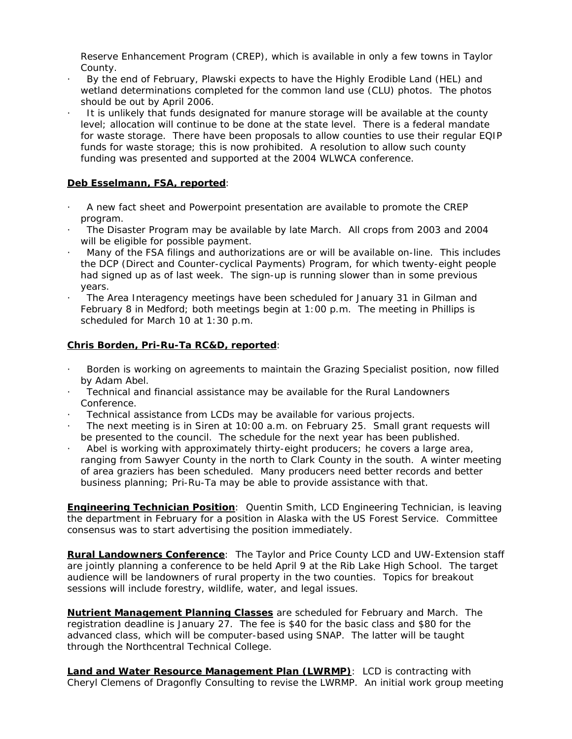Reserve Enhancement Program (CREP), which is available in only a few towns in Taylor County.

- By the end of February, Plawski expects to have the Highly Erodible Land (HEL) and wetland determinations completed for the common land use (CLU) photos. The photos should be out by April 2006.
- It is unlikely that funds designated for manure storage will be available at the county level; allocation will continue to be done at the state level. There is a federal mandate for waste storage. There have been proposals to allow counties to use their regular EQIP funds for waste storage; this is now prohibited. A resolution to allow such county funding was presented and supported at the 2004 WLWCA conference.

**Deb Esselmann, FSA, reported**:

- A new fact sheet and Powerpoint presentation are available to promote the CREP program.
- The Disaster Program may be available by late March. All crops from 2003 and 2004 will be eligible for possible payment.
- Many of the FSA filings and authorizations are or will be available on-line. This includes the DCP (Direct and Counter-cyclical Payments) Program, for which twenty-eight people had signed up as of last week. The sign-up is running slower than in some previous years.
- The Area Interagency meetings have been scheduled for January 31 in Gilman and February 8 in Medford; both meetings begin at 1:00 p.m. The meeting in Phillips is scheduled for March 10 at 1:30 p.m.

**Chris Borden, Pri-Ru-Ta RC&D, reported**:

- Borden is working on agreements to maintain the Grazing Specialist position, now filled by Adam Abel.
- Technical and financial assistance may be available for the Rural Landowners Conference.
- Technical assistance from LCDs may be available for various projects.
- The next meeting is in Siren at 10:00 a.m. on February 25. Small grant requests will be presented to the council. The schedule for the next year has been published.
- Abel is working with approximately thirty-eight producers; he covers a large area, ranging from Sawyer County in the north to Clark County in the south. A winter meeting of area graziers has been scheduled. Many producers need better records and better business planning; Pri-Ru-Ta may be able to provide assistance with that.

**Engineering Technician Position**: Quentin Smith, LCD Engineering Technician, is leaving the department in February for a position in Alaska with the US Forest Service. Committee consensus was to start advertising the position immediately.

**Rural Landowners Conference**: The Taylor and Price County LCD and UW-Extension staff are jointly planning a conference to be held April 9 at the Rib Lake High School. The target audience will be landowners of rural property in the two counties. Topics for breakout sessions will include forestry, wildlife, water, and legal issues.

**Nutrient Management Planning Classes** are scheduled for February and March. The registration deadline is January 27. The fee is $40 for the basic class and $80 for the advanced class, which will be computer-based using SNAP. The latter will be taught through the Northcentral Technical College.

**Land and Water Resource Management Plan (LWRMP)**: LCD is contracting with Cheryl Clemens of Dragonfly Consulting to revise the LWRMP. An initial work group meeting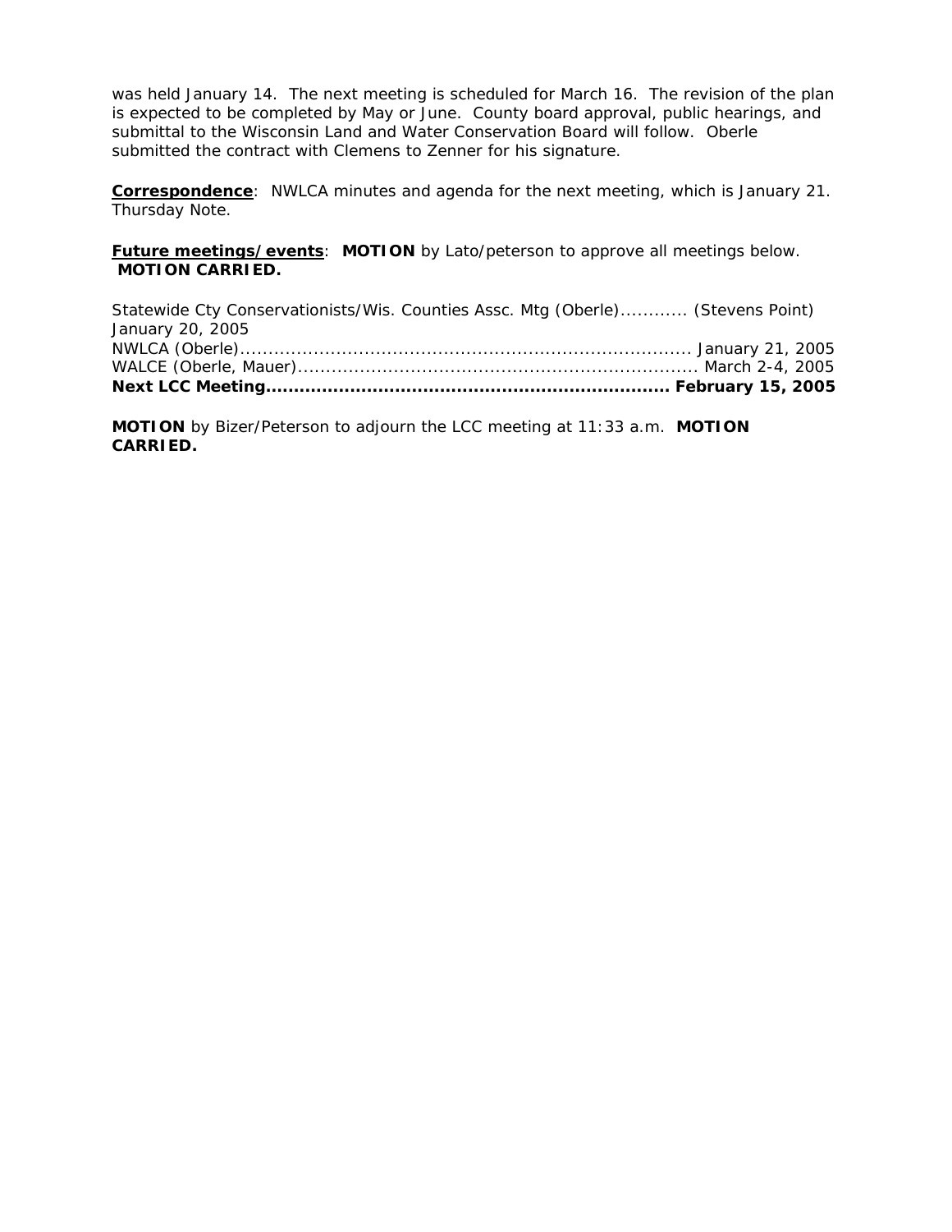was held January 14. The next meeting is scheduled for March 16. The revision of the plan is expected to be completed by May or June. County board approval, public hearings, and submittal to the Wisconsin Land and Water Conservation Board will follow. Oberle submitted the contract with Clemens to Zenner for his signature.

**Correspondence**: NWLCA minutes and agenda for the next meeting, which is January 21. Thursday Note.

**Future meetings/events**: **MOTION** by Lato/peterson to approve all meetings below. **MOTION CARRIED.**

Statewide Cty Conservationists/Wis. Counties Assc. Mtg (Oberle)............ (Stevens Point) January 20, 2005
NWLCA (Oberle)................................................................................ January 21, 2005
WALCE (Oberle, Mauer)...................................................................... March 2-4, 2005
**Next LCC Meeting...................................................................... February 15, 2005**

**MOTION** by Bizer/Peterson to adjourn the LCC meeting at 11:33 a.m. **MOTION CARRIED.**